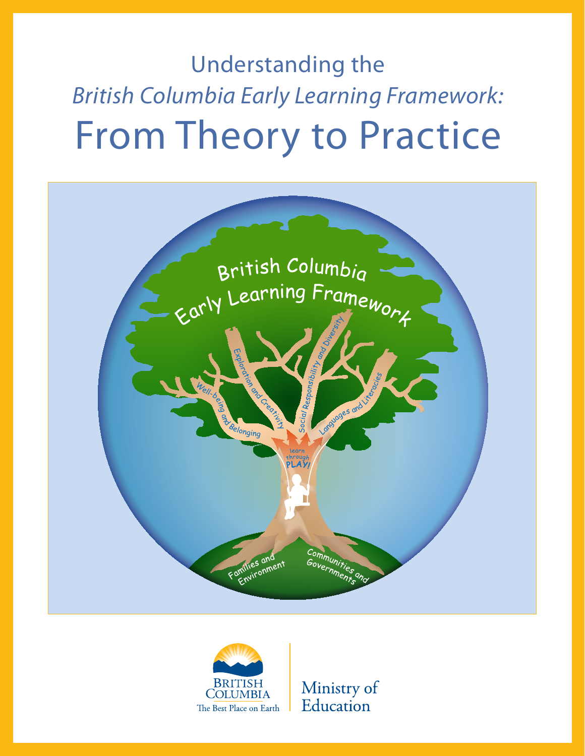# Understanding the *British Columbia Early Learning Framework:* From Theory to Practice

British Columbia Early Learning Framework

Well-being and Belonging

Exploration and Creativity

Social Responsibility and Diversity

Languages and Literacies

learn through PLAY!

Families and Environment

Communities and Governments

BRITISH COLUMBIA
The Best Place on Earth

Ministry of Education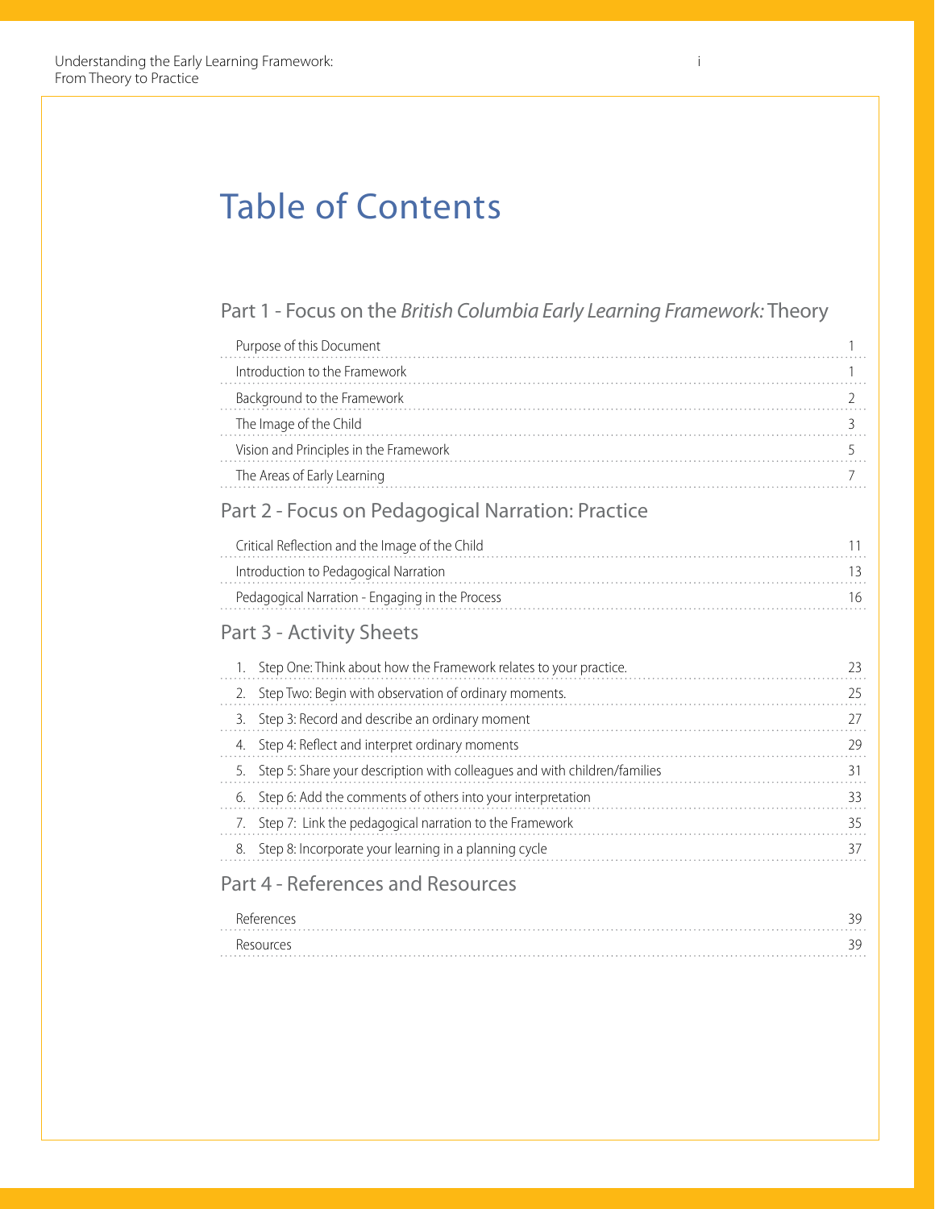# Table of Contents

## Part 1 - Focus on the *British Columbia Early Learning Framework:* Theory

| | |
|---|---|
| Purpose of this Document | 1 |
| Introduction to the Framework | 1 |
| Background to the Framework | 2 |
| The Image of the Child | 3 |
| Vision and Principles in the Framework | 5 |
| The Areas of Early Learning | 7 |

## Part 2 - Focus on Pedagogical Narration: Practice

| | |
|---|---|
| Critical Reflection and the Image of the Child | 11 |
| Introduction to Pedagogical Narration | 13 |
| Pedagogical Narration - Engaging in the Process | 16 |

## Part 3 - Activity Sheets

| | |
|---|---|
| 1. Step One: Think about how the Framework relates to your practice. | 23 |
| 2. Step Two: Begin with observation of ordinary moments. | 25 |
| 3. Step 3: Record and describe an ordinary moment | 27 |
| 4. Step 4: Reflect and interpret ordinary moments | 29 |
| 5. Step 5: Share your description with colleagues and with children/families | 31 |
| 6. Step 6: Add the comments of others into your interpretation | 33 |
| 7. Step 7: Link the pedagogical narration to the Framework | 35 |
| 8. Step 8: Incorporate your learning in a planning cycle | 37 |

## Part 4 - References and Resources

| | |
|---|---|
| References | 39 |
| Resources | 39 |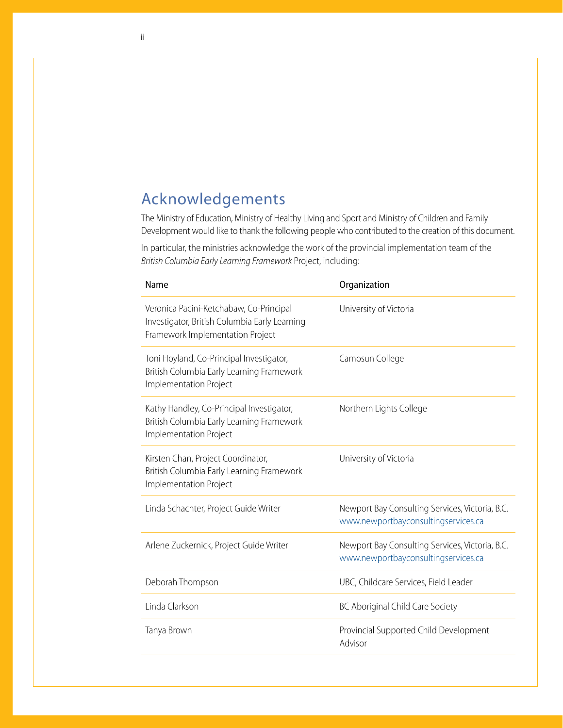## Acknowledgements

The Ministry of Education, Ministry of Healthy Living and Sport and Ministry of Children and Family Development would like to thank the following people who contributed to the creation of this document.

In particular, the ministries acknowledge the work of the provincial implementation team of the *British Columbia Early Learning Framework* Project, including:

| Name | Organization |
| --- | --- |
| Veronica Pacini-Ketchabaw, Co-Principal Investigator, British Columbia Early Learning Framework Implementation Project | University of Victoria |
| Toni Hoyland, Co-Principal Investigator, British Columbia Early Learning Framework Implementation Project | Camosun College |
| Kathy Handley, Co-Principal Investigator, British Columbia Early Learning Framework Implementation Project | Northern Lights College |
| Kirsten Chan, Project Coordinator, British Columbia Early Learning Framework Implementation Project | University of Victoria |
| Linda Schachter, Project Guide Writer | Newport Bay Consulting Services, Victoria, B.C. www.newportbayconsultingservices.ca |
| Arlene Zuckernick, Project Guide Writer | Newport Bay Consulting Services, Victoria, B.C. www.newportbayconsultingservices.ca |
| Deborah Thompson | UBC, Childcare Services, Field Leader |
| Linda Clarkson | BC Aboriginal Child Care Society |
| Tanya Brown | Provincial Supported Child Development Advisor |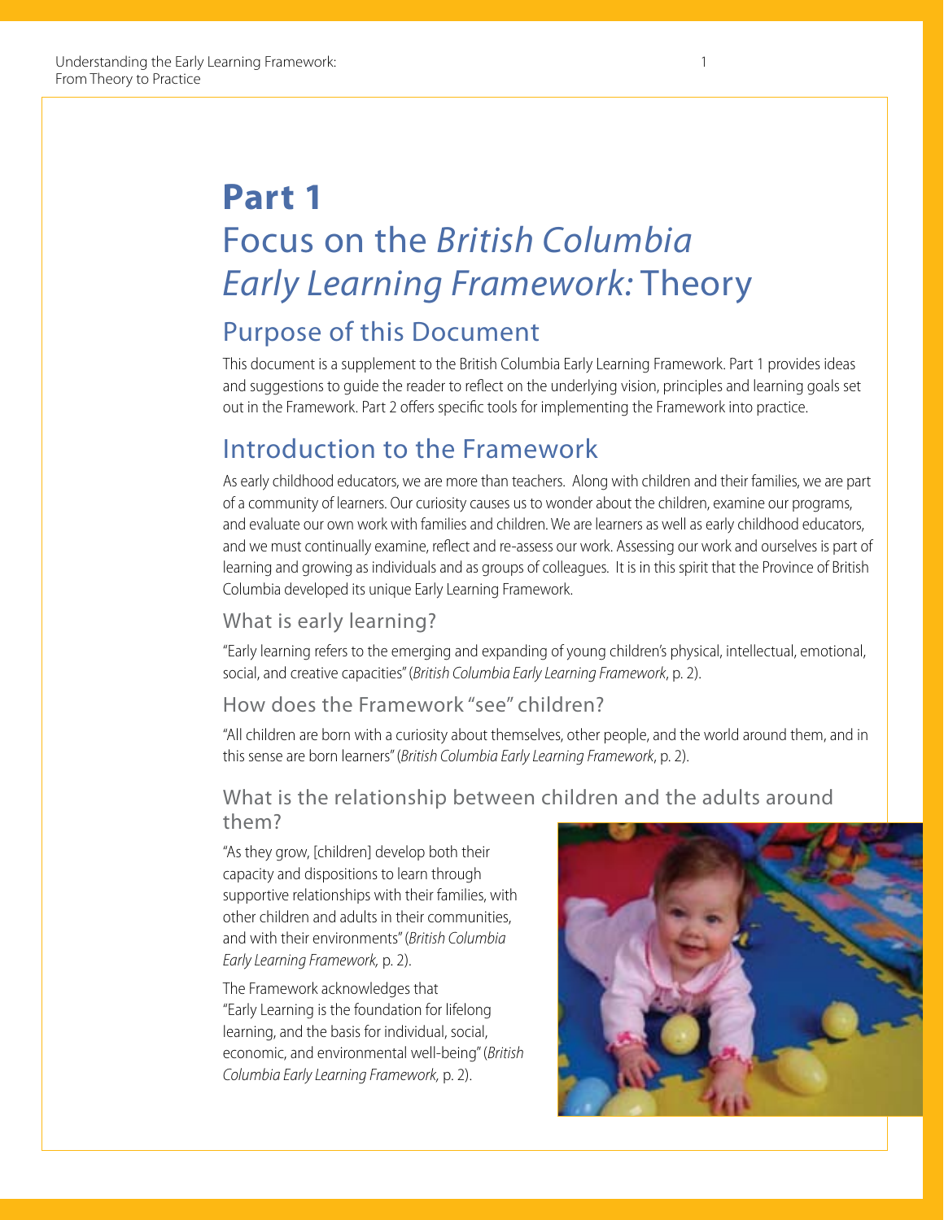# Part 1

# Focus on the *British Columbia Early Learning Framework:* Theory

## Purpose of this Document

This document is a supplement to the British Columbia Early Learning Framework. Part 1 provides ideas and suggestions to guide the reader to reflect on the underlying vision, principles and learning goals set out in the Framework. Part 2 offers specific tools for implementing the Framework into practice.

## Introduction to the Framework

As early childhood educators, we are more than teachers. Along with children and their families, we are part of a community of learners. Our curiosity causes us to wonder about the children, examine our programs, and evaluate our own work with families and children. We are learners as well as early childhood educators, and we must continually examine, reflect and re-assess our work. Assessing our work and ourselves is part of learning and growing as individuals and as groups of colleagues. It is in this spirit that the Province of British Columbia developed its unique Early Learning Framework.

### What is early learning?

"Early learning refers to the emerging and expanding of young children's physical, intellectual, emotional, social, and creative capacities" (*British Columbia Early Learning Framework*, p. 2).

### How does the Framework "see" children?

"All children are born with a curiosity about themselves, other people, and the world around them, and in this sense are born learners" (*British Columbia Early Learning Framework*, p. 2).

### What is the relationship between children and the adults around them?

"As they grow, [children] develop both their capacity and dispositions to learn through supportive relationships with their families, with other children and adults in their communities, and with their environments" (*British Columbia Early Learning Framework,* p. 2).

The Framework acknowledges that "Early Learning is the foundation for lifelong learning, and the basis for individual, social, economic, and environmental well-being" (*British Columbia Early Learning Framework,* p. 2).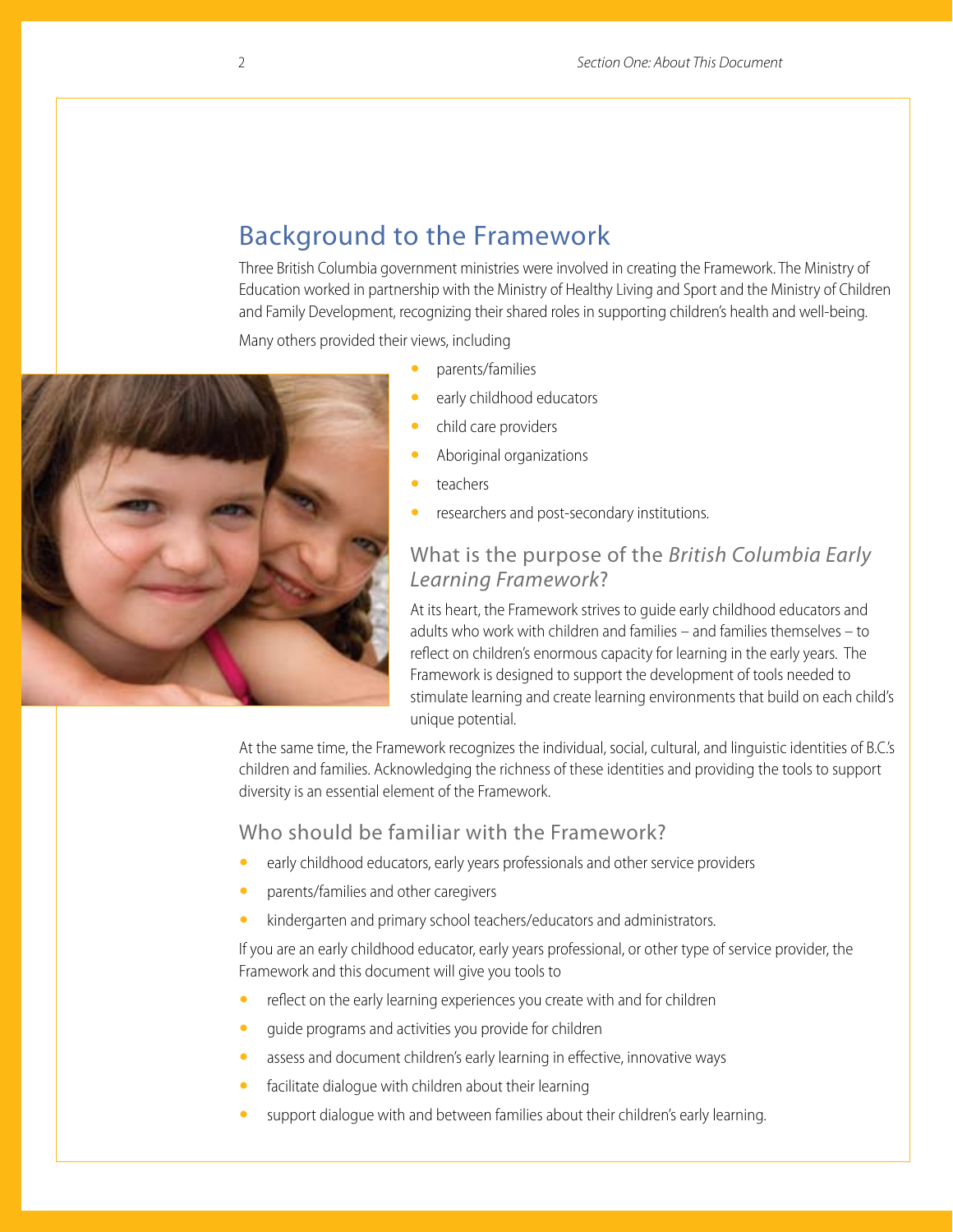## Background to the Framework

Three British Columbia government ministries were involved in creating the Framework. The Ministry of Education worked in partnership with the Ministry of Healthy Living and Sport and the Ministry of Children and Family Development, recognizing their shared roles in supporting children's health and well-being.

Many others provided their views, including

- parents/families
- early childhood educators
- child care providers
- Aboriginal organizations
- teachers
- researchers and post-secondary institutions.

### What is the purpose of the *British Columbia Early Learning Framework*?

At its heart, the Framework strives to guide early childhood educators and adults who work with children and families – and families themselves – to reflect on children's enormous capacity for learning in the early years. The Framework is designed to support the development of tools needed to stimulate learning and create learning environments that build on each child's unique potential.

At the same time, the Framework recognizes the individual, social, cultural, and linguistic identities of B.C.'s children and families. Acknowledging the richness of these identities and providing the tools to support diversity is an essential element of the Framework.

### Who should be familiar with the Framework?

- early childhood educators, early years professionals and other service providers
- parents/families and other caregivers
- kindergarten and primary school teachers/educators and administrators.

If you are an early childhood educator, early years professional, or other type of service provider, the Framework and this document will give you tools to

- reflect on the early learning experiences you create with and for children
- guide programs and activities you provide for children
- assess and document children's early learning in effective, innovative ways
- facilitate dialogue with children about their learning
- support dialogue with and between families about their children's early learning.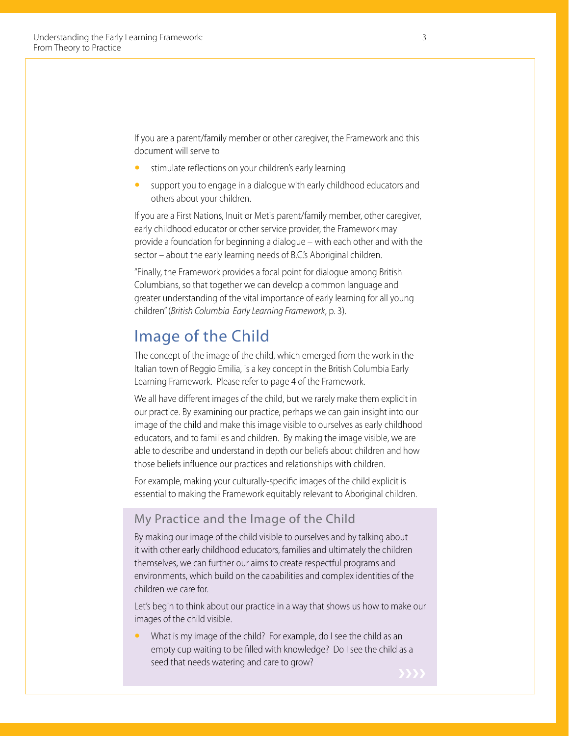If you are a parent/family member or other caregiver, the Framework and this document will serve to

- stimulate reflections on your children's early learning
- support you to engage in a dialogue with early childhood educators and others about your children.

If you are a First Nations, Inuit or Metis parent/family member, other caregiver, early childhood educator or other service provider, the Framework may provide a foundation for beginning a dialogue – with each other and with the sector – about the early learning needs of B.C.'s Aboriginal children.

"Finally, the Framework provides a focal point for dialogue among British Columbians, so that together we can develop a common language and greater understanding of the vital importance of early learning for all young children" (*British Columbia Early Learning Framework*, p. 3).

## Image of the Child

The concept of the image of the child, which emerged from the work in the Italian town of Reggio Emilia, is a key concept in the British Columbia Early Learning Framework. Please refer to page 4 of the Framework.

We all have different images of the child, but we rarely make them explicit in our practice. By examining our practice, perhaps we can gain insight into our image of the child and make this image visible to ourselves as early childhood educators, and to families and children. By making the image visible, we are able to describe and understand in depth our beliefs about children and how those beliefs influence our practices and relationships with children.

For example, making your culturally-specific images of the child explicit is essential to making the Framework equitably relevant to Aboriginal children.

### My Practice and the Image of the Child

By making our image of the child visible to ourselves and by talking about it with other early childhood educators, families and ultimately the children themselves, we can further our aims to create respectful programs and environments, which build on the capabilities and complex identities of the children we care for.

Let's begin to think about our practice in a way that shows us how to make our images of the child visible.

- What is my image of the child? For example, do I see the child as an empty cup waiting to be filled with knowledge? Do I see the child as a seed that needs watering and care to grow?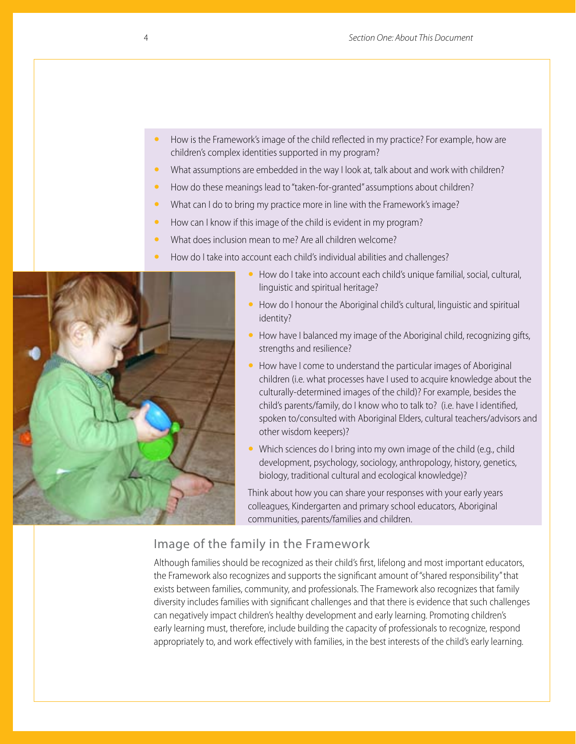- How is the Framework's image of the child reflected in my practice? For example, how are children's complex identities supported in my program?
- What assumptions are embedded in the way I look at, talk about and work with children?
- How do these meanings lead to "taken-for-granted" assumptions about children?
- What can I do to bring my practice more in line with the Framework's image?
- How can I know if this image of the child is evident in my program?
- What does inclusion mean to me? Are all children welcome?
- How do I take into account each child's individual abilities and challenges?
- How do I take into account each child's unique familial, social, cultural, linguistic and spiritual heritage?
- How do I honour the Aboriginal child's cultural, linguistic and spiritual identity?
- How have I balanced my image of the Aboriginal child, recognizing gifts, strengths and resilience?
- How have I come to understand the particular images of Aboriginal children (i.e. what processes have I used to acquire knowledge about the culturally-determined images of the child)? For example, besides the child's parents/family, do I know who to talk to? (i.e. have I identified, spoken to/consulted with Aboriginal Elders, cultural teachers/advisors and other wisdom keepers)?
- Which sciences do I bring into my own image of the child (e.g., child development, psychology, sociology, anthropology, history, genetics, biology, traditional cultural and ecological knowledge)?

Think about how you can share your responses with your early years colleagues, Kindergarten and primary school educators, Aboriginal communities, parents/families and children.

## Image of the family in the Framework

Although families should be recognized as their child's first, lifelong and most important educators, the Framework also recognizes and supports the significant amount of "shared responsibility" that exists between families, community, and professionals. The Framework also recognizes that family diversity includes families with significant challenges and that there is evidence that such challenges can negatively impact children's healthy development and early learning. Promoting children's early learning must, therefore, include building the capacity of professionals to recognize, respond appropriately to, and work effectively with families, in the best interests of the child's early learning.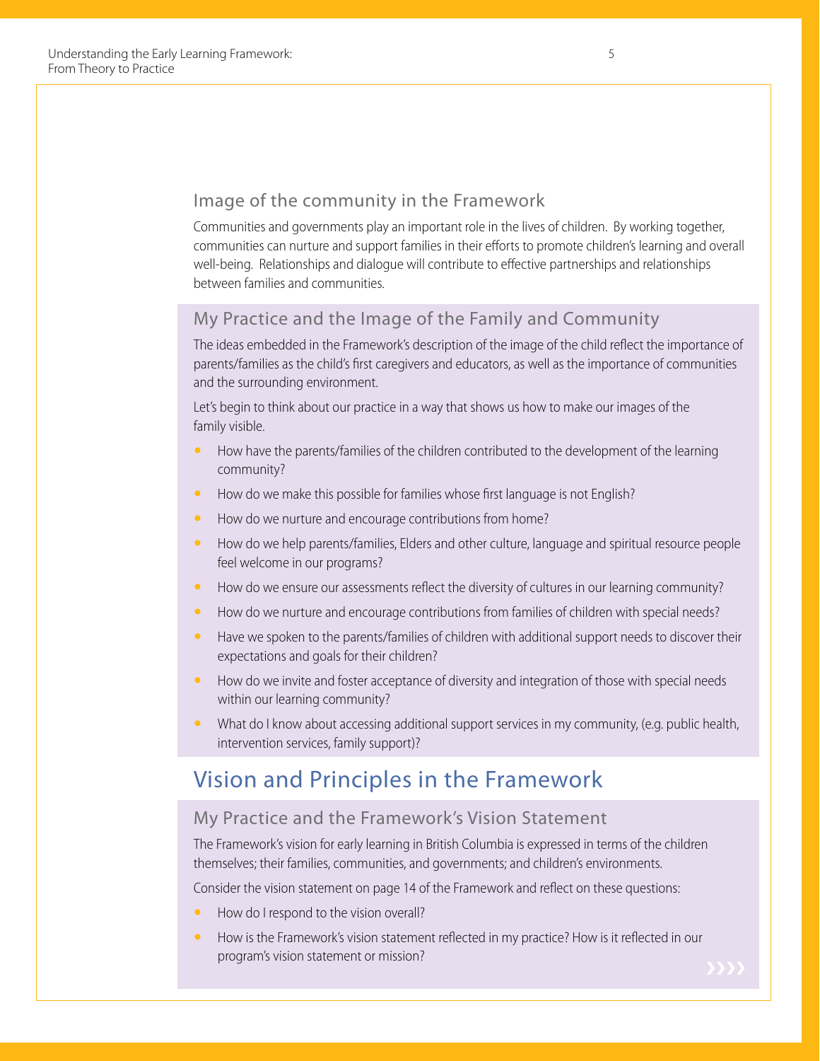### Image of the community in the Framework

Communities and governments play an important role in the lives of children. By working together, communities can nurture and support families in their efforts to promote children's learning and overall well-being. Relationships and dialogue will contribute to effective partnerships and relationships between families and communities.

### My Practice and the Image of the Family and Community

The ideas embedded in the Framework's description of the image of the child reflect the importance of parents/families as the child's first caregivers and educators, as well as the importance of communities and the surrounding environment.

Let's begin to think about our practice in a way that shows us how to make our images of the family visible.

- How have the parents/families of the children contributed to the development of the learning community?
- How do we make this possible for families whose first language is not English?
- How do we nurture and encourage contributions from home?
- How do we help parents/families, Elders and other culture, language and spiritual resource people feel welcome in our programs?
- How do we ensure our assessments reflect the diversity of cultures in our learning community?
- How do we nurture and encourage contributions from families of children with special needs?
- Have we spoken to the parents/families of children with additional support needs to discover their expectations and goals for their children?
- How do we invite and foster acceptance of diversity and integration of those with special needs within our learning community?
- What do I know about accessing additional support services in my community, (e.g. public health, intervention services, family support)?

## Vision and Principles in the Framework

### My Practice and the Framework's Vision Statement

The Framework's vision for early learning in British Columbia is expressed in terms of the children themselves; their families, communities, and governments; and children's environments.

Consider the vision statement on page 14 of the Framework and reflect on these questions:

- How do I respond to the vision overall?
- How is the Framework's vision statement reflected in my practice? How is it reflected in our program's vision statement or mission?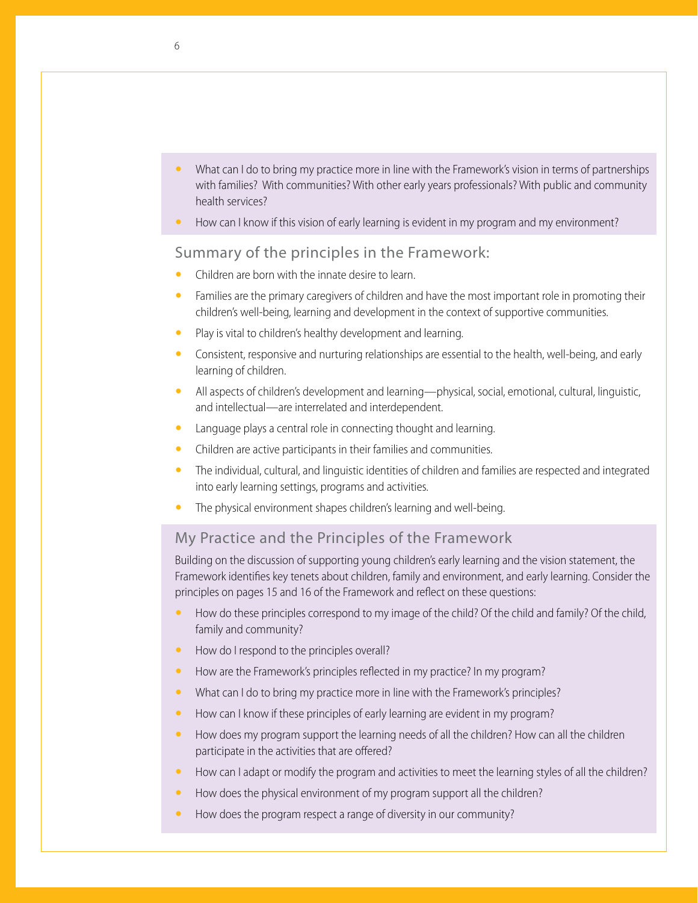- What can I do to bring my practice more in line with the Framework's vision in terms of partnerships with families? With communities? With other early years professionals? With public and community health services?
- How can I know if this vision of early learning is evident in my program and my environment?

## Summary of the principles in the Framework:

- Children are born with the innate desire to learn.
- Families are the primary caregivers of children and have the most important role in promoting their children's well-being, learning and development in the context of supportive communities.
- Play is vital to children's healthy development and learning.
- Consistent, responsive and nurturing relationships are essential to the health, well-being, and early learning of children.
- All aspects of children's development and learning—physical, social, emotional, cultural, linguistic, and intellectual—are interrelated and interdependent.
- Language plays a central role in connecting thought and learning.
- Children are active participants in their families and communities.
- The individual, cultural, and linguistic identities of children and families are respected and integrated into early learning settings, programs and activities.
- The physical environment shapes children's learning and well-being.

## My Practice and the Principles of the Framework

Building on the discussion of supporting young children's early learning and the vision statement, the Framework identifies key tenets about children, family and environment, and early learning. Consider the principles on pages 15 and 16 of the Framework and reflect on these questions:

- How do these principles correspond to my image of the child? Of the child and family? Of the child, family and community?
- How do I respond to the principles overall?
- How are the Framework's principles reflected in my practice? In my program?
- What can I do to bring my practice more in line with the Framework's principles?
- How can I know if these principles of early learning are evident in my program?
- How does my program support the learning needs of all the children? How can all the children participate in the activities that are offered?
- How can I adapt or modify the program and activities to meet the learning styles of all the children?
- How does the physical environment of my program support all the children?
- How does the program respect a range of diversity in our community?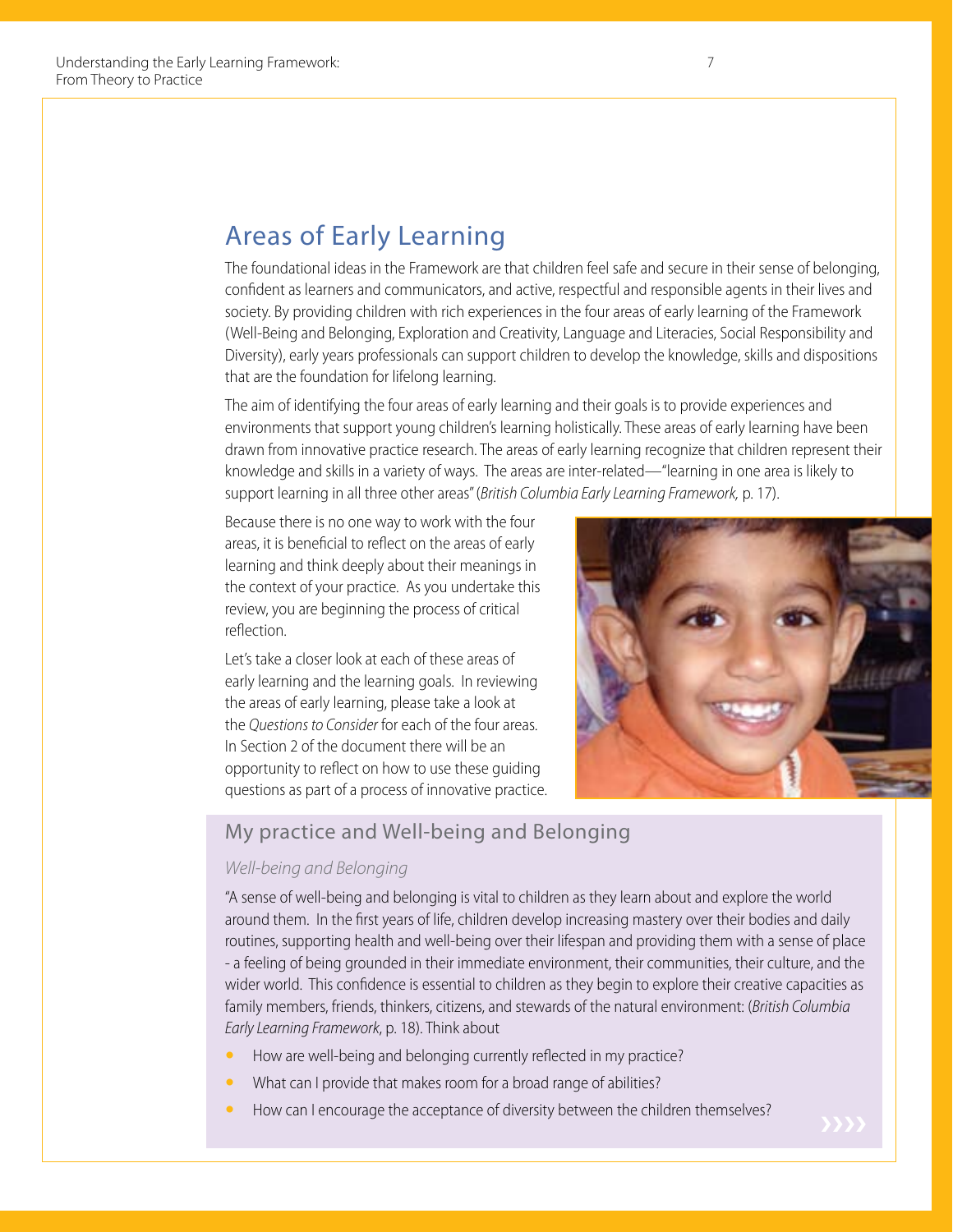## Areas of Early Learning

The foundational ideas in the Framework are that children feel safe and secure in their sense of belonging, confident as learners and communicators, and active, respectful and responsible agents in their lives and society. By providing children with rich experiences in the four areas of early learning of the Framework (Well-Being and Belonging, Exploration and Creativity, Language and Literacies, Social Responsibility and Diversity), early years professionals can support children to develop the knowledge, skills and dispositions that are the foundation for lifelong learning.

The aim of identifying the four areas of early learning and their goals is to provide experiences and environments that support young children's learning holistically. These areas of early learning have been drawn from innovative practice research. The areas of early learning recognize that children represent their knowledge and skills in a variety of ways. The areas are inter-related—"learning in one area is likely to support learning in all three other areas" (*British Columbia Early Learning Framework,* p. 17).

Because there is no one way to work with the four areas, it is beneficial to reflect on the areas of early learning and think deeply about their meanings in the context of your practice. As you undertake this review, you are beginning the process of critical reflection.

Let's take a closer look at each of these areas of early learning and the learning goals. In reviewing the areas of early learning, please take a look at the *Questions to Consider* for each of the four areas. In Section 2 of the document there will be an opportunity to reflect on how to use these guiding questions as part of a process of innovative practice.

### My practice and Well-being and Belonging

*Well-being and Belonging*

"A sense of well-being and belonging is vital to children as they learn about and explore the world around them. In the first years of life, children develop increasing mastery over their bodies and daily routines, supporting health and well-being over their lifespan and providing them with a sense of place - a feeling of being grounded in their immediate environment, their communities, their culture, and the wider world. This confidence is essential to children as they begin to explore their creative capacities as family members, friends, thinkers, citizens, and stewards of the natural environment: (*British Columbia Early Learning Framework*, p. 18). Think about

- How are well-being and belonging currently reflected in my practice?
- What can I provide that makes room for a broad range of abilities?
- How can I encourage the acceptance of diversity between the children themselves?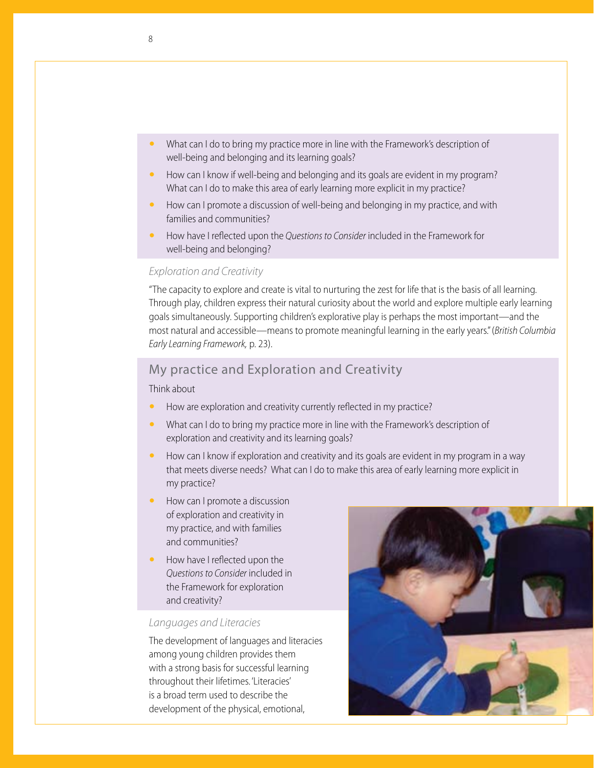- What can I do to bring my practice more in line with the Framework's description of well-being and belonging and its learning goals?
- How can I know if well-being and belonging and its goals are evident in my program? What can I do to make this area of early learning more explicit in my practice?
- How can I promote a discussion of well-being and belonging in my practice, and with families and communities?
- How have I reflected upon the *Questions to Consider* included in the Framework for well-being and belonging?

### *Exploration and Creativity*

"The capacity to explore and create is vital to nurturing the zest for life that is the basis of all learning. Through play, children express their natural curiosity about the world and explore multiple early learning goals simultaneously. Supporting children's explorative play is perhaps the most important—and the most natural and accessible—means to promote meaningful learning in the early years." (*British Columbia Early Learning Framework,* p. 23).

## My practice and Exploration and Creativity

Think about

- How are exploration and creativity currently reflected in my practice?
- What can I do to bring my practice more in line with the Framework's description of exploration and creativity and its learning goals?
- How can I know if exploration and creativity and its goals are evident in my program in a way that meets diverse needs? What can I do to make this area of early learning more explicit in my practice?
- How can I promote a discussion of exploration and creativity in my practice, and with families and communities?
- How have I reflected upon the *Questions to Consider* included in the Framework for exploration and creativity?

### *Languages and Literacies*

The development of languages and literacies among young children provides them with a strong basis for successful learning throughout their lifetimes. 'Literacies' is a broad term used to describe the development of the physical, emotional,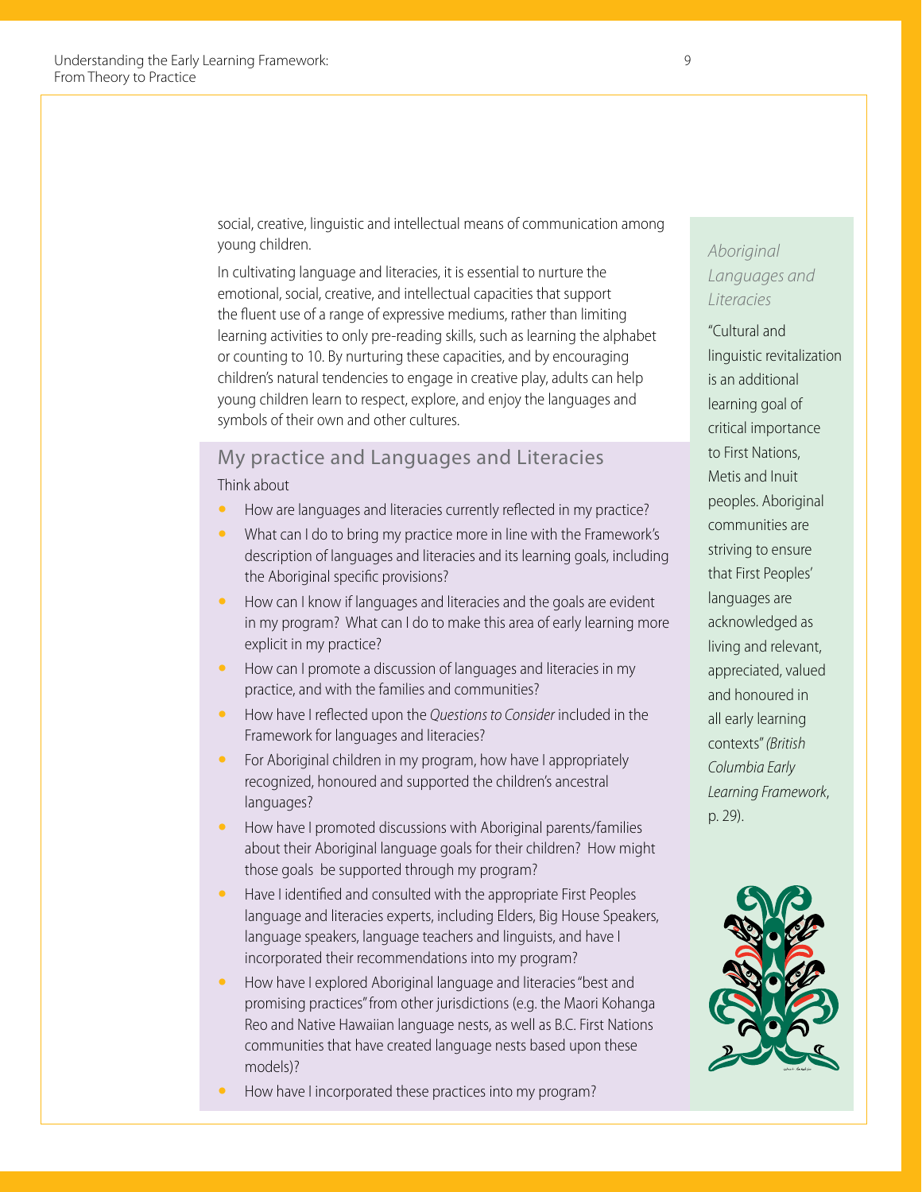social, creative, linguistic and intellectual means of communication among young children.

In cultivating language and literacies, it is essential to nurture the emotional, social, creative, and intellectual capacities that support the fluent use of a range of expressive mediums, rather than limiting learning activities to only pre-reading skills, such as learning the alphabet or counting to 10. By nurturing these capacities, and by encouraging children's natural tendencies to engage in creative play, adults can help young children learn to respect, explore, and enjoy the languages and symbols of their own and other cultures.

## My practice and Languages and Literacies

Think about

- How are languages and literacies currently reflected in my practice?
- What can I do to bring my practice more in line with the Framework's description of languages and literacies and its learning goals, including the Aboriginal specific provisions?
- How can I know if languages and literacies and the goals are evident in my program? What can I do to make this area of early learning more explicit in my practice?
- How can I promote a discussion of languages and literacies in my practice, and with the families and communities?
- How have I reflected upon the *Questions to Consider* included in the Framework for languages and literacies?
- For Aboriginal children in my program, how have I appropriately recognized, honoured and supported the children's ancestral languages?
- How have I promoted discussions with Aboriginal parents/families about their Aboriginal language goals for their children? How might those goals be supported through my program?
- Have I identified and consulted with the appropriate First Peoples language and literacies experts, including Elders, Big House Speakers, language speakers, language teachers and linguists, and have I incorporated their recommendations into my program?
- How have I explored Aboriginal language and literacies "best and promising practices" from other jurisdictions (e.g. the Maori Kohanga Reo and Native Hawaiian language nests, as well as B.C. First Nations communities that have created language nests based upon these models)?
- How have I incorporated these practices into my program?

### *Aboriginal Languages and Literacies*

"Cultural and linguistic revitalization is an additional learning goal of critical importance to First Nations, Metis and Inuit peoples. Aboriginal communities are striving to ensure that First Peoples' languages are acknowledged as living and relevant, appreciated, valued and honoured in all early learning contexts" *(British Columbia Early Learning Framework*, p. 29).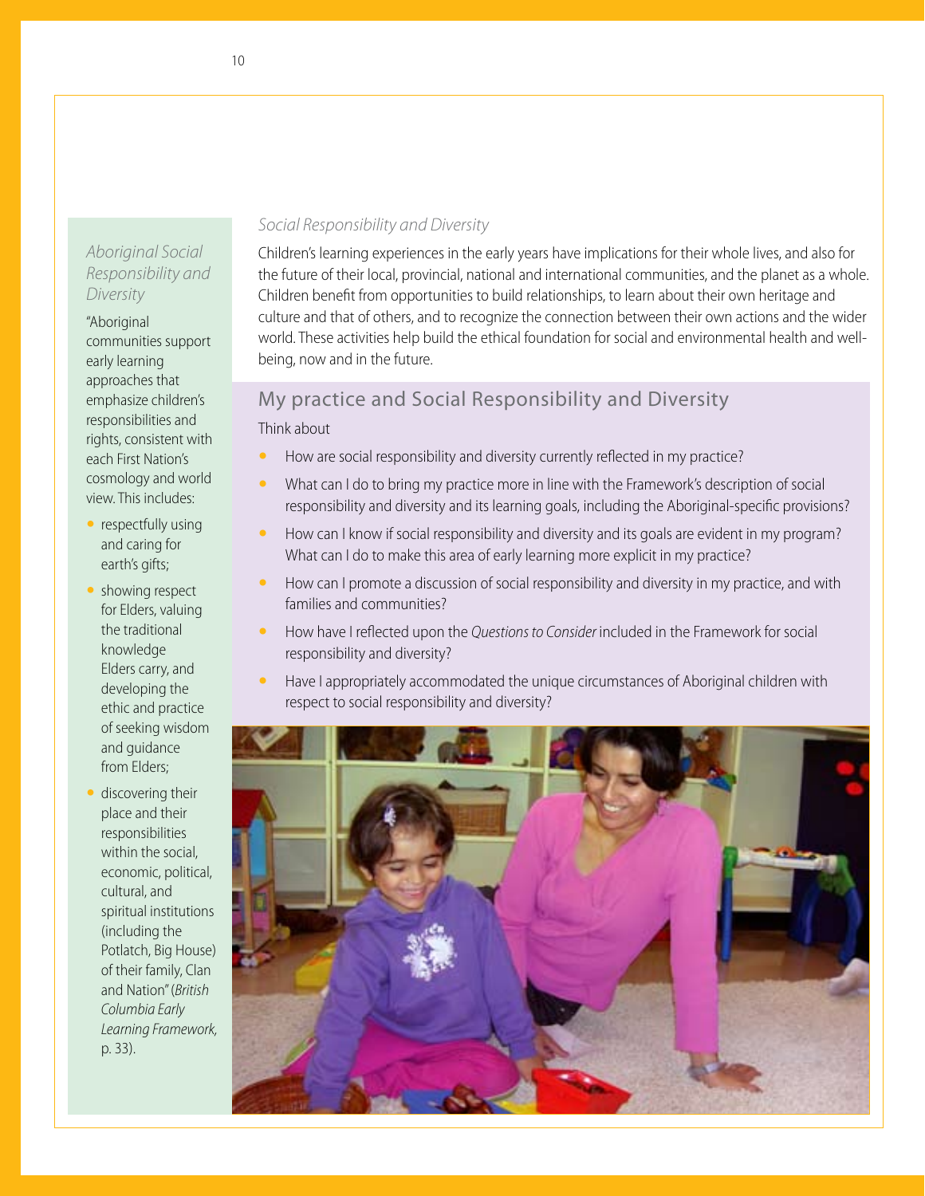*Social Responsibility and Diversity*

Children's learning experiences in the early years have implications for their whole lives, and also for the future of their local, provincial, national and international communities, and the planet as a whole. Children benefit from opportunities to build relationships, to learn about their own heritage and culture and that of others, and to recognize the connection between their own actions and the wider world. These activities help build the ethical foundation for social and environmental health and well-being, now and in the future.

## My practice and Social Responsibility and Diversity

Think about

- How are social responsibility and diversity currently reflected in my practice?
- What can I do to bring my practice more in line with the Framework's description of social responsibility and diversity and its learning goals, including the Aboriginal-specific provisions?
- How can I know if social responsibility and diversity and its goals are evident in my program? What can I do to make this area of early learning more explicit in my practice?
- How can I promote a discussion of social responsibility and diversity in my practice, and with families and communities?
- How have I reflected upon the *Questions to Consider* included in the Framework for social responsibility and diversity?
- Have I appropriately accommodated the unique circumstances of Aboriginal children with respect to social responsibility and diversity?

*Aboriginal Social Responsibility and Diversity*

"Aboriginal communities support early learning approaches that emphasize children's responsibilities and rights, consistent with each First Nation's cosmology and world view. This includes:

- respectfully using and caring for earth's gifts;
- showing respect for Elders, valuing the traditional knowledge Elders carry, and developing the ethic and practice of seeking wisdom and guidance from Elders;
- discovering their place and their responsibilities within the social, economic, political, cultural, and spiritual institutions (including the Potlatch, Big House) of their family, Clan and Nation" (*British Columbia Early Learning Framework,* p. 33).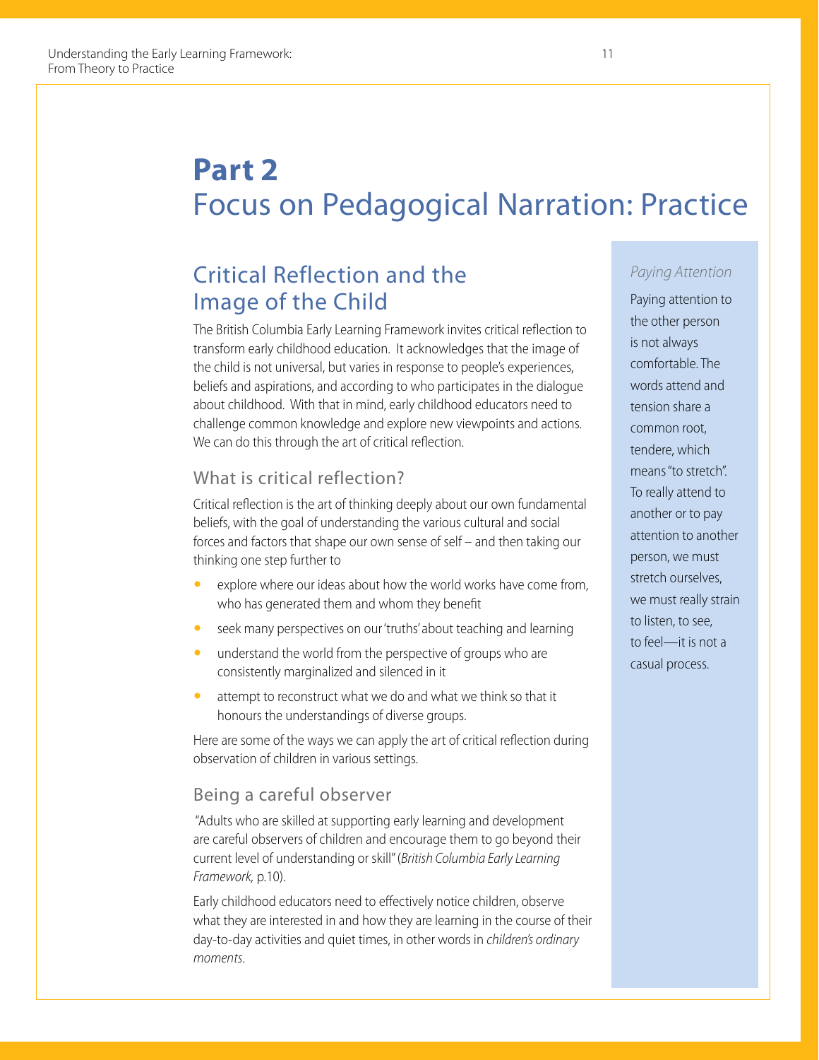# Part 2
# Focus on Pedagogical Narration: Practice

## Critical Reflection and the Image of the Child

The British Columbia Early Learning Framework invites critical reflection to transform early childhood education. It acknowledges that the image of the child is not universal, but varies in response to people's experiences, beliefs and aspirations, and according to who participates in the dialogue about childhood. With that in mind, early childhood educators need to challenge common knowledge and explore new viewpoints and actions. We can do this through the art of critical reflection.

### What is critical reflection?

Critical reflection is the art of thinking deeply about our own fundamental beliefs, with the goal of understanding the various cultural and social forces and factors that shape our own sense of self – and then taking our thinking one step further to

- explore where our ideas about how the world works have come from, who has generated them and whom they benefit
- seek many perspectives on our 'truths' about teaching and learning
- understand the world from the perspective of groups who are consistently marginalized and silenced in it
- attempt to reconstruct what we do and what we think so that it honours the understandings of diverse groups.

Here are some of the ways we can apply the art of critical reflection during observation of children in various settings.

### Being a careful observer

"Adults who are skilled at supporting early learning and development are careful observers of children and encourage them to go beyond their current level of understanding or skill" (*British Columbia Early Learning Framework,* p.10).

Early childhood educators need to effectively notice children, observe what they are interested in and how they are learning in the course of their day-to-day activities and quiet times, in other words in *children's ordinary moments*.

*Paying Attention*

Paying attention to the other person is not always comfortable. The words attend and tension share a common root, tendere, which means "to stretch". To really attend to another or to pay attention to another person, we must stretch ourselves, we must really strain to listen, to see, to feel—it is not a casual process.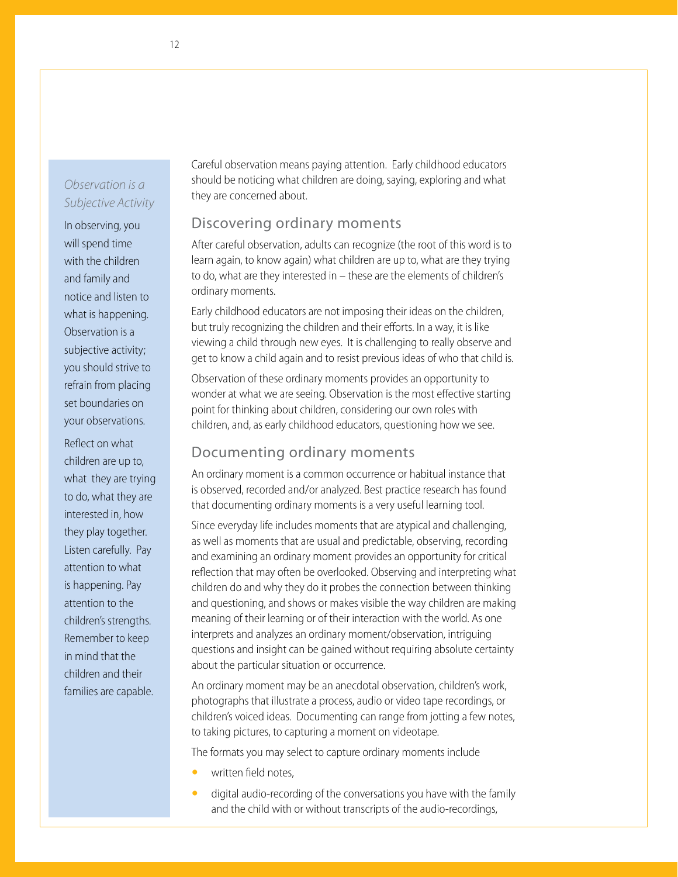*Observation is a Subjective Activity*

In observing, you will spend time with the children and family and notice and listen to what is happening. Observation is a subjective activity; you should strive to refrain from placing set boundaries on your observations.

Reflect on what children are up to, what they are trying to do, what they are interested in, how they play together. Listen carefully. Pay attention to what is happening. Pay attention to the children's strengths. Remember to keep in mind that the children and their families are capable.

Careful observation means paying attention. Early childhood educators should be noticing what children are doing, saying, exploring and what they are concerned about.

## Discovering ordinary moments

After careful observation, adults can recognize (the root of this word is to learn again, to know again) what children are up to, what are they trying to do, what are they interested in – these are the elements of children's ordinary moments.

Early childhood educators are not imposing their ideas on the children, but truly recognizing the children and their efforts. In a way, it is like viewing a child through new eyes. It is challenging to really observe and get to know a child again and to resist previous ideas of who that child is.

Observation of these ordinary moments provides an opportunity to wonder at what we are seeing. Observation is the most effective starting point for thinking about children, considering our own roles with children, and, as early childhood educators, questioning how we see.

## Documenting ordinary moments

An ordinary moment is a common occurrence or habitual instance that is observed, recorded and/or analyzed. Best practice research has found that documenting ordinary moments is a very useful learning tool.

Since everyday life includes moments that are atypical and challenging, as well as moments that are usual and predictable, observing, recording and examining an ordinary moment provides an opportunity for critical reflection that may often be overlooked. Observing and interpreting what children do and why they do it probes the connection between thinking and questioning, and shows or makes visible the way children are making meaning of their learning or of their interaction with the world. As one interprets and analyzes an ordinary moment/observation, intriguing questions and insight can be gained without requiring absolute certainty about the particular situation or occurrence.

An ordinary moment may be an anecdotal observation, children's work, photographs that illustrate a process, audio or video tape recordings, or children's voiced ideas. Documenting can range from jotting a few notes, to taking pictures, to capturing a moment on videotape.

The formats you may select to capture ordinary moments include

- written field notes,
- digital audio-recording of the conversations you have with the family and the child with or without transcripts of the audio-recordings,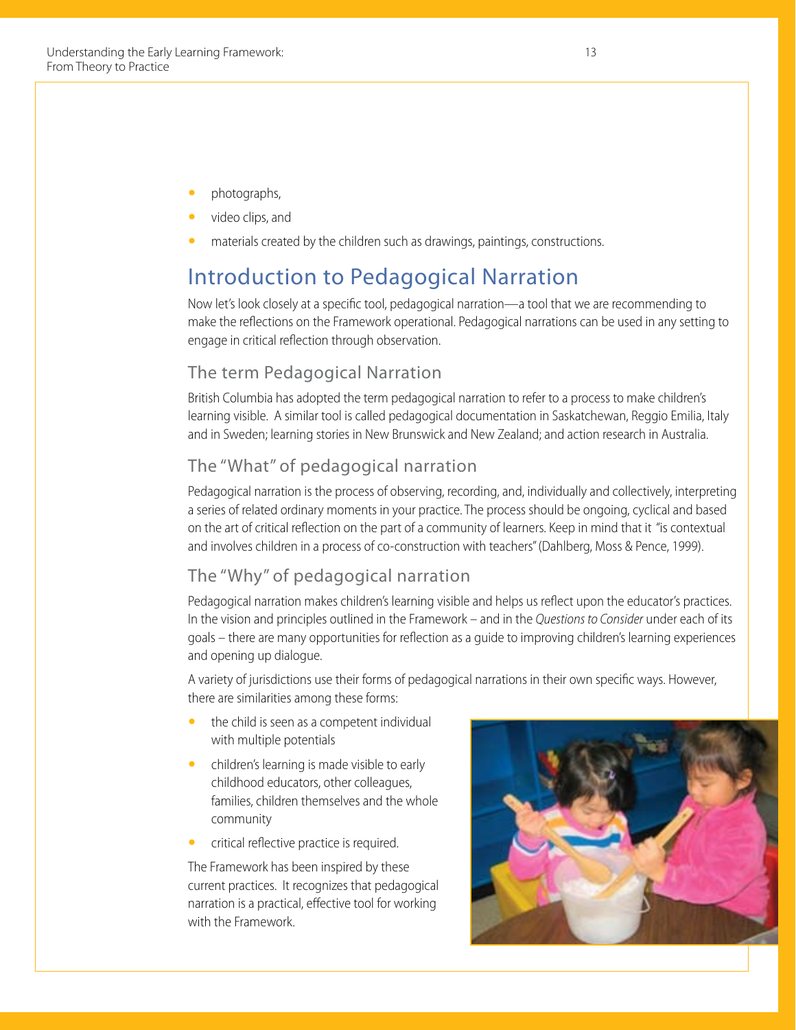- photographs,
- video clips, and
- materials created by the children such as drawings, paintings, constructions.

## Introduction to Pedagogical Narration

Now let's look closely at a specific tool, pedagogical narration—a tool that we are recommending to make the reflections on the Framework operational. Pedagogical narrations can be used in any setting to engage in critical reflection through observation.

### The term Pedagogical Narration

British Columbia has adopted the term pedagogical narration to refer to a process to make children's learning visible. A similar tool is called pedagogical documentation in Saskatchewan, Reggio Emilia, Italy and in Sweden; learning stories in New Brunswick and New Zealand; and action research in Australia.

### The "What" of pedagogical narration

Pedagogical narration is the process of observing, recording, and, individually and collectively, interpreting a series of related ordinary moments in your practice. The process should be ongoing, cyclical and based on the art of critical reflection on the part of a community of learners. Keep in mind that it "is contextual and involves children in a process of co-construction with teachers" (Dahlberg, Moss & Pence, 1999).

### The "Why" of pedagogical narration

Pedagogical narration makes children's learning visible and helps us reflect upon the educator's practices. In the vision and principles outlined in the Framework – and in the *Questions to Consider* under each of its goals – there are many opportunities for reflection as a guide to improving children's learning experiences and opening up dialogue.

A variety of jurisdictions use their forms of pedagogical narrations in their own specific ways. However, there are similarities among these forms:

- the child is seen as a competent individual with multiple potentials
- children's learning is made visible to early childhood educators, other colleagues, families, children themselves and the whole community
- critical reflective practice is required.

The Framework has been inspired by these current practices. It recognizes that pedagogical narration is a practical, effective tool for working with the Framework.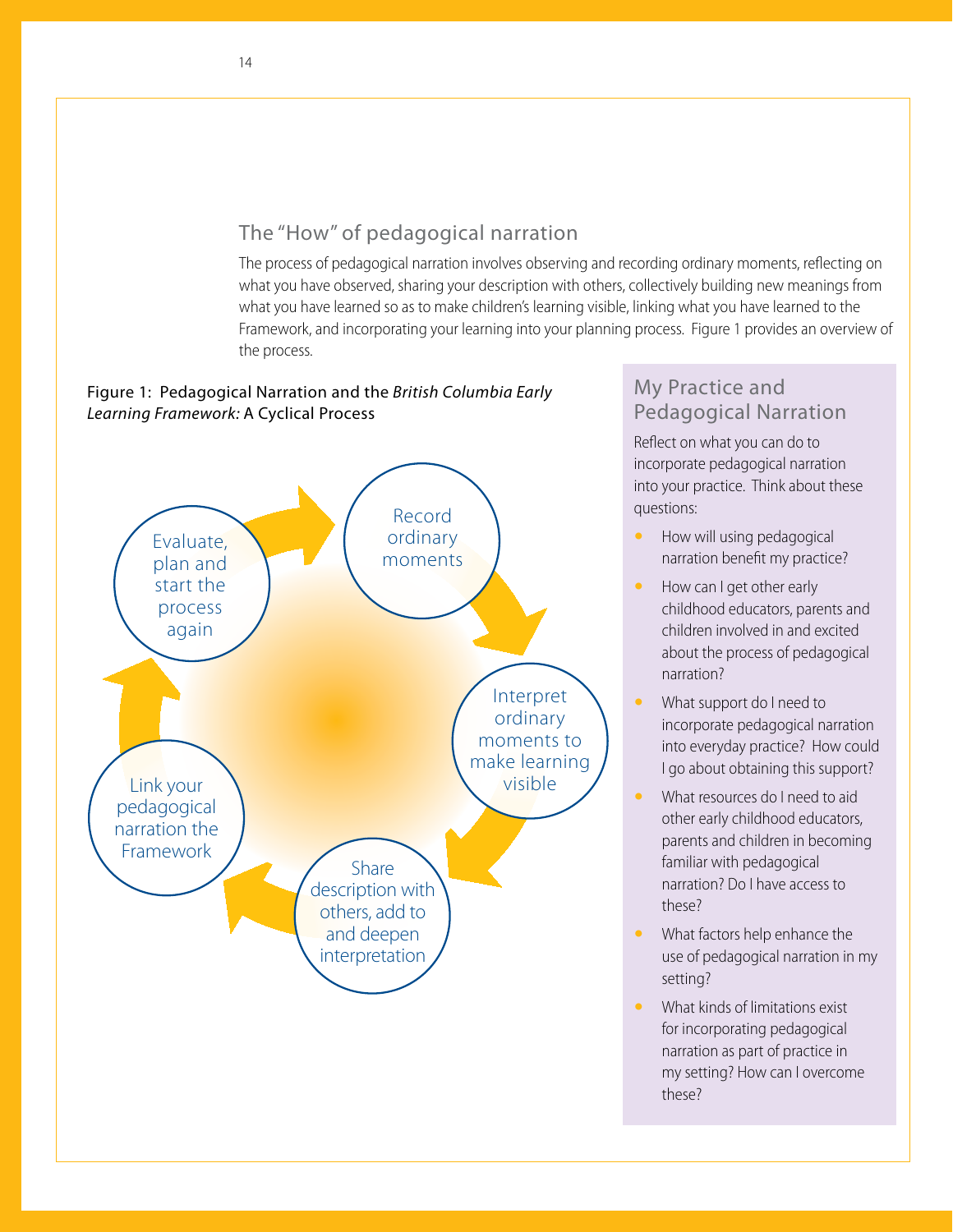## The "How" of pedagogical narration

The process of pedagogical narration involves observing and recording ordinary moments, reflecting on what you have observed, sharing your description with others, collectively building new meanings from what you have learned so as to make children's learning visible, linking what you have learned to the Framework, and incorporating your learning into your planning process. Figure 1 provides an overview of the process.

Figure 1: Pedagogical Narration and the *British Columbia Early Learning Framework:* A Cyclical Process

- Record ordinary moments
- Interpret ordinary moments to make learning visible
- Share description with others, add to and deepen interpretation
- Link your pedagogical narration the Framework
- Evaluate, plan and start the process again

### My Practice and Pedagogical Narration

Reflect on what you can do to incorporate pedagogical narration into your practice. Think about these questions:

- How will using pedagogical narration benefit my practice?
- How can I get other early childhood educators, parents and children involved in and excited about the process of pedagogical narration?
- What support do I need to incorporate pedagogical narration into everyday practice? How could I go about obtaining this support?
- What resources do I need to aid other early childhood educators, parents and children in becoming familiar with pedagogical narration? Do I have access to these?
- What factors help enhance the use of pedagogical narration in my setting?
- What kinds of limitations exist for incorporating pedagogical narration as part of practice in my setting? How can I overcome these?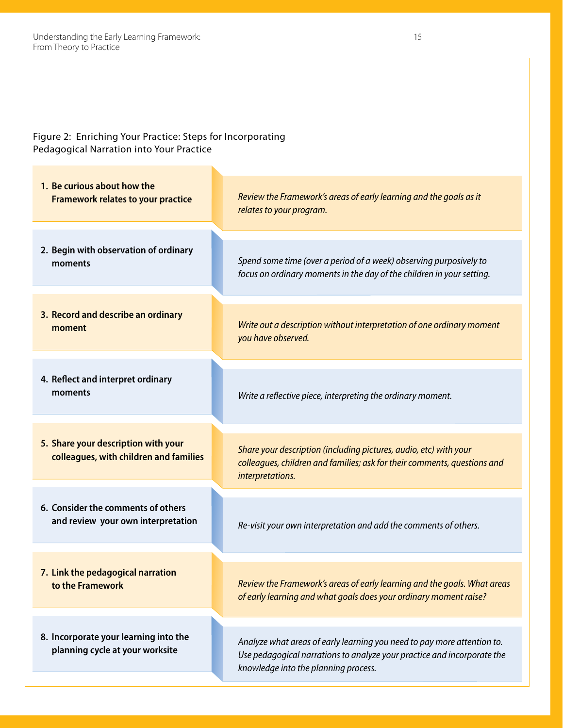Figure 2: Enriching Your Practice: Steps for Incorporating Pedagogical Narration into Your Practice

| Step | Description |
| --- | --- |
| **1. Be curious about how the Framework relates to your practice** | *Review the Framework's areas of early learning and the goals as it relates to your program.* |
| **2. Begin with observation of ordinary moments** | *Spend some time (over a period of a week) observing purposively to focus on ordinary moments in the day of the children in your setting.* |
| **3. Record and describe an ordinary moment** | *Write out a description without interpretation of one ordinary moment you have observed.* |
| **4. Reflect and interpret ordinary moments** | *Write a reflective piece, interpreting the ordinary moment.* |
| **5. Share your description with your colleagues, with children and families** | *Share your description (including pictures, audio, etc) with your colleagues, children and families; ask for their comments, questions and interpretations.* |
| **6. Consider the comments of others and review your own interpretation** | *Re-visit your own interpretation and add the comments of others.* |
| **7. Link the pedagogical narration to the Framework** | *Review the Framework's areas of early learning and the goals. What areas of early learning and what goals does your ordinary moment raise?* |
| **8. Incorporate your learning into the planning cycle at your worksite** | *Analyze what areas of early learning you need to pay more attention to. Use pedagogical narrations to analyze your practice and incorporate the knowledge into the planning process.* |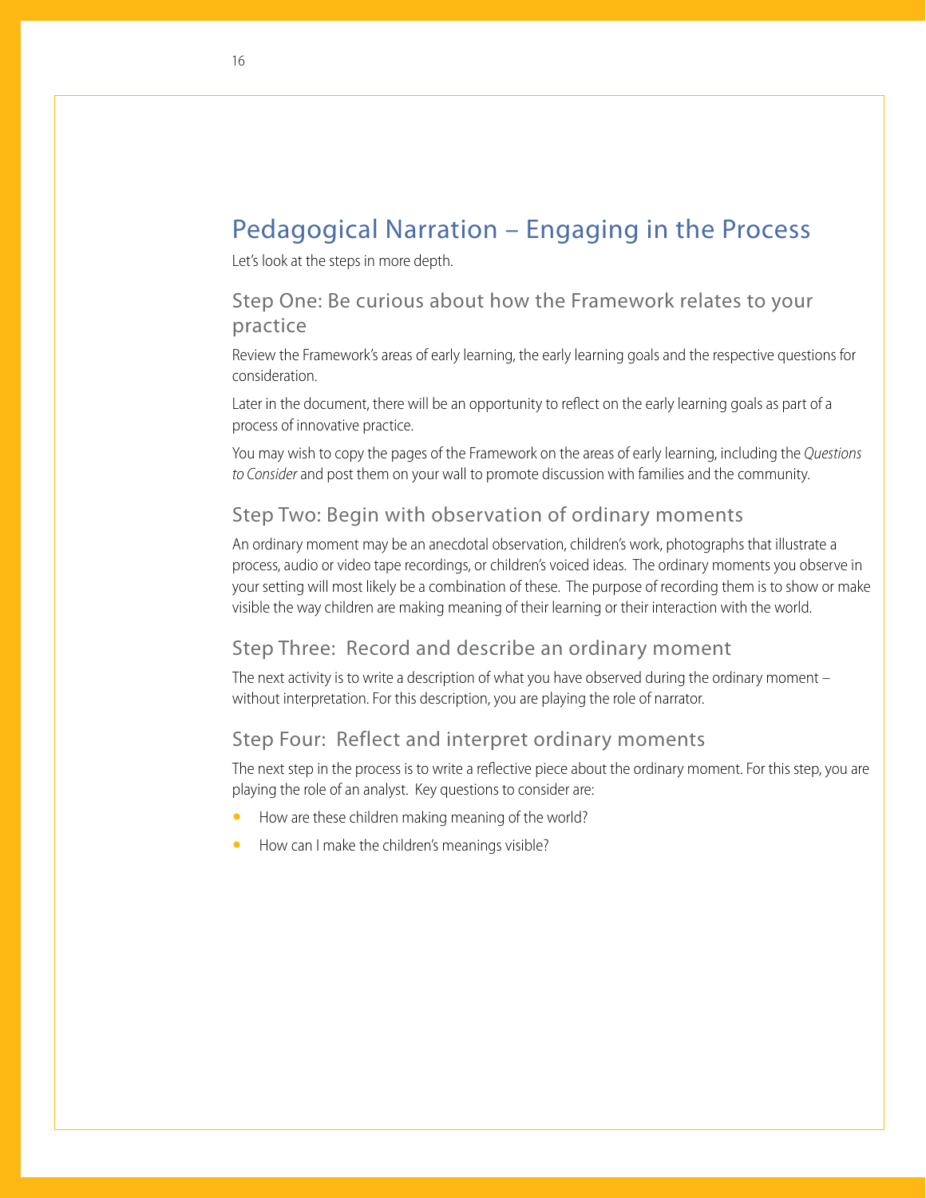# Pedagogical Narration – Engaging in the Process

Let's look at the steps in more depth.

## Step One: Be curious about how the Framework relates to your practice

Review the Framework's areas of early learning, the early learning goals and the respective questions for consideration.

Later in the document, there will be an opportunity to reflect on the early learning goals as part of a process of innovative practice.

You may wish to copy the pages of the Framework on the areas of early learning, including the *Questions to Consider* and post them on your wall to promote discussion with families and the community.

## Step Two: Begin with observation of ordinary moments

An ordinary moment may be an anecdotal observation, children's work, photographs that illustrate a process, audio or video tape recordings, or children's voiced ideas. The ordinary moments you observe in your setting will most likely be a combination of these. The purpose of recording them is to show or make visible the way children are making meaning of their learning or their interaction with the world.

## Step Three: Record and describe an ordinary moment

The next activity is to write a description of what you have observed during the ordinary moment – without interpretation. For this description, you are playing the role of narrator.

## Step Four: Reflect and interpret ordinary moments

The next step in the process is to write a reflective piece about the ordinary moment. For this step, you are playing the role of an analyst. Key questions to consider are:

- How are these children making meaning of the world?
- How can I make the children's meanings visible?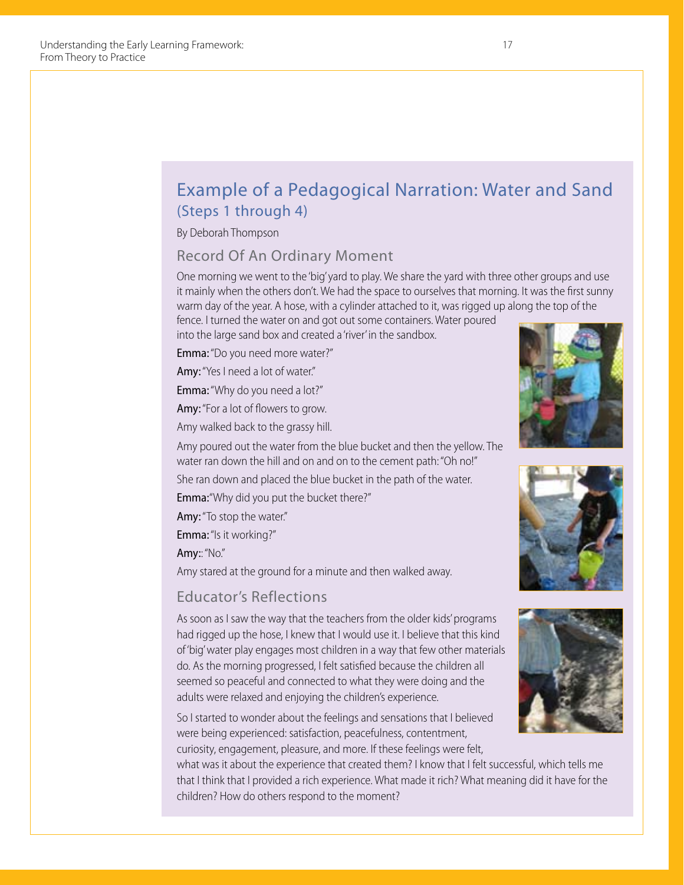## Example of a Pedagogical Narration: Water and Sand

### (Steps 1 through 4)

By Deborah Thompson

### Record Of An Ordinary Moment

One morning we went to the 'big' yard to play. We share the yard with three other groups and use it mainly when the others don't. We had the space to ourselves that morning. It was the first sunny warm day of the year. A hose, with a cylinder attached to it, was rigged up along the top of the fence. I turned the water on and got out some containers. Water poured into the large sand box and created a 'river' in the sandbox.

**Emma:** "Do you need more water?"

**Amy:** "Yes I need a lot of water."

**Emma:** "Why do you need a lot?"

**Amy:** "For a lot of flowers to grow.

Amy walked back to the grassy hill.

Amy poured out the water from the blue bucket and then the yellow. The water ran down the hill and on and on to the cement path: "Oh no!"

She ran down and placed the blue bucket in the path of the water.

**Emma:** "Why did you put the bucket there?"

**Amy:** "To stop the water."

**Emma:** "Is it working?"

**Amy:**: "No."

Amy stared at the ground for a minute and then walked away.

### Educator's Reflections

As soon as I saw the way that the teachers from the older kids' programs had rigged up the hose, I knew that I would use it. I believe that this kind of 'big' water play engages most children in a way that few other materials do. As the morning progressed, I felt satisfied because the children all seemed so peaceful and connected to what they were doing and the adults were relaxed and enjoying the children's experience.

So I started to wonder about the feelings and sensations that I believed were being experienced: satisfaction, peacefulness, contentment, curiosity, engagement, pleasure, and more. If these feelings were felt, what was it about the experience that created them? I know that I felt successful, which tells me that I think that I provided a rich experience. What made it rich? What meaning did it have for the children? How do others respond to the moment?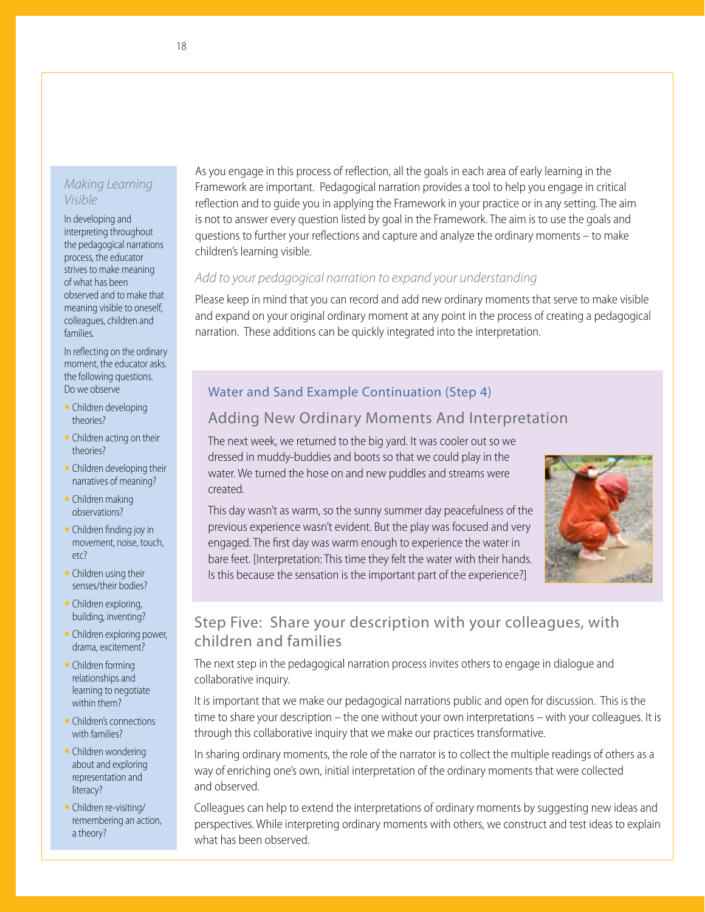### *Making Learning Visible*

In developing and interpreting throughout the pedagogical narrations process, the educator strives to make meaning of what has been observed and to make that meaning visible to oneself, colleagues, children and families.

In reflecting on the ordinary moment, the educator asks. the following questions. Do we observe

- Children developing theories?
- Children acting on their theories?
- Children developing their narratives of meaning?
- Children making observations?
- Children finding joy in movement, noise, touch, etc?
- Children using their senses/their bodies?
- Children exploring, building, inventing?
- Children exploring power, drama, excitement?
- Children forming relationships and learning to negotiate within them?
- Children's connections with families?
- Children wondering about and exploring representation and literacy?
- Children re-visiting/ remembering an action, a theory?

As you engage in this process of reflection, all the goals in each area of early learning in the Framework are important. Pedagogical narration provides a tool to help you engage in critical reflection and to guide you in applying the Framework in your practice or in any setting. The aim is not to answer every question listed by goal in the Framework. The aim is to use the goals and questions to further your reflections and capture and analyze the ordinary moments – to make children's learning visible.

### *Add to your pedagogical narration to expand your understanding*

Please keep in mind that you can record and add new ordinary moments that serve to make visible and expand on your original ordinary moment at any point in the process of creating a pedagogical narration. These additions can be quickly integrated into the interpretation.

### Water and Sand Example Continuation (Step 4)

### Adding New Ordinary Moments And Interpretation

The next week, we returned to the big yard. It was cooler out so we dressed in muddy-buddies and boots so that we could play in the water. We turned the hose on and new puddles and streams were created.

This day wasn't as warm, so the sunny summer day peacefulness of the previous experience wasn't evident. But the play was focused and very engaged. The first day was warm enough to experience the water in bare feet. [Interpretation: This time they felt the water with their hands. Is this because the sensation is the important part of the experience?]

## Step Five: Share your description with your colleagues, with children and families

The next step in the pedagogical narration process invites others to engage in dialogue and collaborative inquiry.

It is important that we make our pedagogical narrations public and open for discussion. This is the time to share your description – the one without your own interpretations – with your colleagues. It is through this collaborative inquiry that we make our practices transformative.

In sharing ordinary moments, the role of the narrator is to collect the multiple readings of others as a way of enriching one's own, initial interpretation of the ordinary moments that were collected and observed.

Colleagues can help to extend the interpretations of ordinary moments by suggesting new ideas and perspectives. While interpreting ordinary moments with others, we construct and test ideas to explain what has been observed.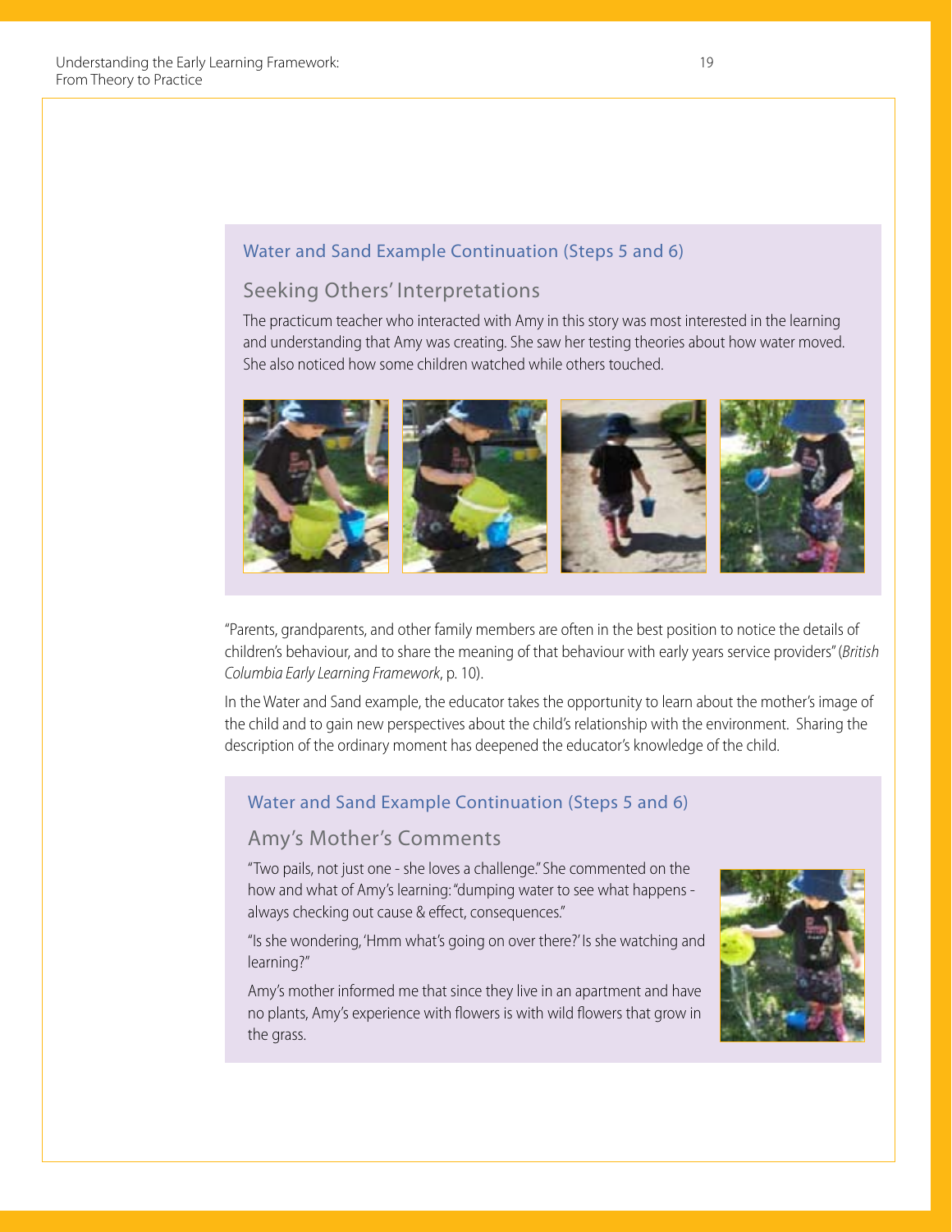### Water and Sand Example Continuation (Steps 5 and 6)

## Seeking Others' Interpretations

The practicum teacher who interacted with Amy in this story was most interested in the learning and understanding that Amy was creating. She saw her testing theories about how water moved. She also noticed how some children watched while others touched.

"Parents, grandparents, and other family members are often in the best position to notice the details of children's behaviour, and to share the meaning of that behaviour with early years service providers" (*British Columbia Early Learning Framework*, p. 10).

In the Water and Sand example, the educator takes the opportunity to learn about the mother's image of the child and to gain new perspectives about the child's relationship with the environment. Sharing the description of the ordinary moment has deepened the educator's knowledge of the child.

### Water and Sand Example Continuation (Steps 5 and 6)

## Amy's Mother's Comments

"Two pails, not just one - she loves a challenge." She commented on the how and what of Amy's learning: "dumping water to see what happens - always checking out cause & effect, consequences."

"Is she wondering, 'Hmm what's going on over there?' Is she watching and learning?"

Amy's mother informed me that since they live in an apartment and have no plants, Amy's experience with flowers is with wild flowers that grow in the grass.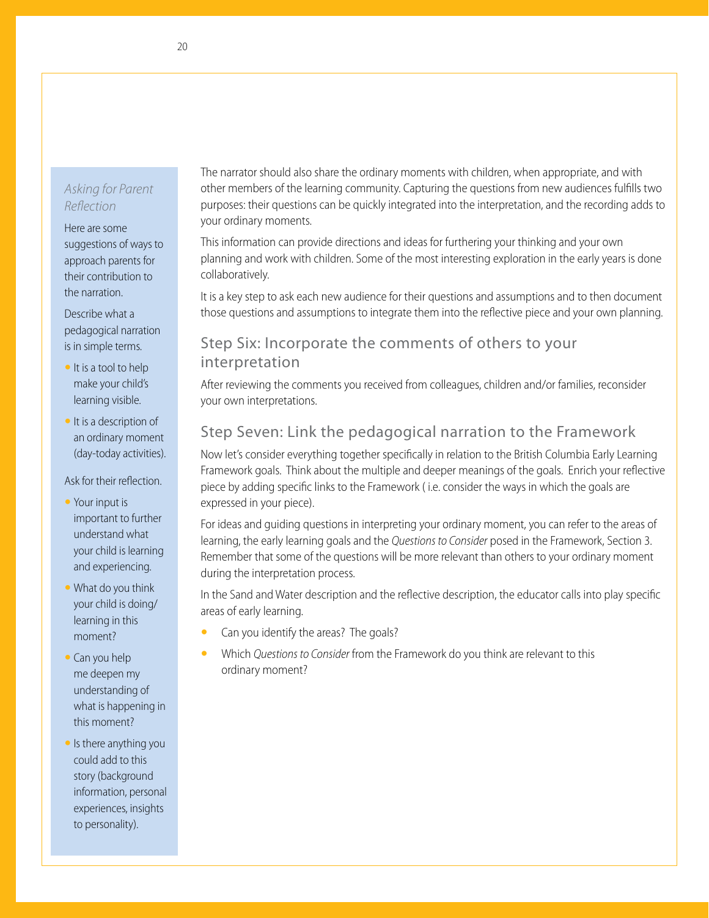### *Asking for Parent Reflection*

Here are some suggestions of ways to approach parents for their contribution to the narration.

Describe what a pedagogical narration is in simple terms.

- It is a tool to help make your child's learning visible.
- It is a description of an ordinary moment (day-today activities).

Ask for their reflection.

- Your input is important to further understand what your child is learning and experiencing.
- What do you think your child is doing/learning in this moment?
- Can you help me deepen my understanding of what is happening in this moment?
- Is there anything you could add to this story (background information, personal experiences, insights to personality).

The narrator should also share the ordinary moments with children, when appropriate, and with other members of the learning community. Capturing the questions from new audiences fulfills two purposes: their questions can be quickly integrated into the interpretation, and the recording adds to your ordinary moments.

This information can provide directions and ideas for furthering your thinking and your own planning and work with children. Some of the most interesting exploration in the early years is done collaboratively.

It is a key step to ask each new audience for their questions and assumptions and to then document those questions and assumptions to integrate them into the reflective piece and your own planning.

## Step Six: Incorporate the comments of others to your interpretation

After reviewing the comments you received from colleagues, children and/or families, reconsider your own interpretations.

## Step Seven: Link the pedagogical narration to the Framework

Now let's consider everything together specifically in relation to the British Columbia Early Learning Framework goals. Think about the multiple and deeper meanings of the goals. Enrich your reflective piece by adding specific links to the Framework ( i.e. consider the ways in which the goals are expressed in your piece).

For ideas and guiding questions in interpreting your ordinary moment, you can refer to the areas of learning, the early learning goals and the *Questions to Consider* posed in the Framework, Section 3. Remember that some of the questions will be more relevant than others to your ordinary moment during the interpretation process.

In the Sand and Water description and the reflective description, the educator calls into play specific areas of early learning.

- Can you identify the areas? The goals?
- Which *Questions to Consider* from the Framework do you think are relevant to this ordinary moment?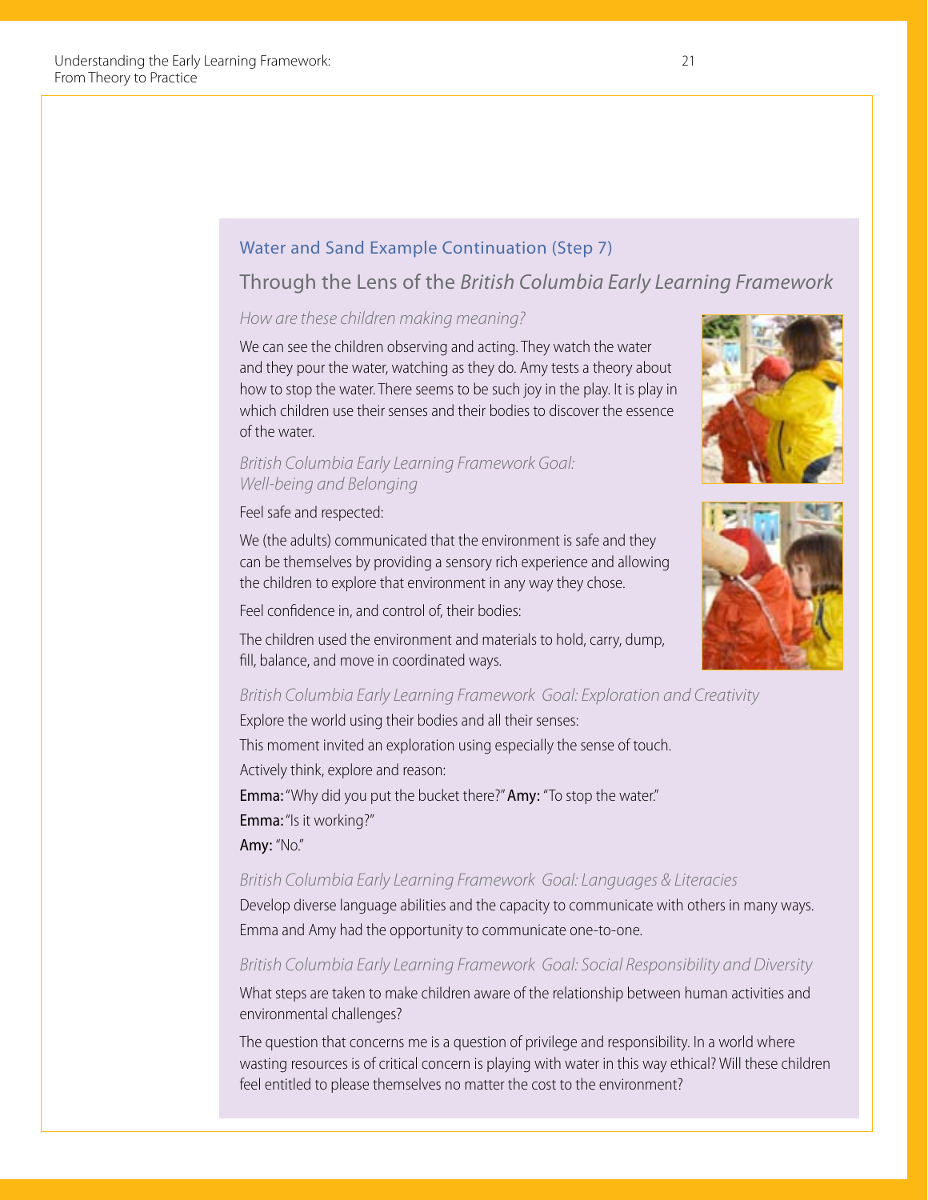## Water and Sand Example Continuation (Step 7)

### Through the Lens of the *British Columbia Early Learning Framework*

*How are these children making meaning?*

We can see the children observing and acting. They watch the water and they pour the water, watching as they do. Amy tests a theory about how to stop the water. There seems to be such joy in the play. It is play in which children use their senses and their bodies to discover the essence of the water.

*British Columbia Early Learning Framework Goal: Well-being and Belonging*

Feel safe and respected:

We (the adults) communicated that the environment is safe and they can be themselves by providing a sensory rich experience and allowing the children to explore that environment in any way they chose.

Feel confidence in, and control of, their bodies:

The children used the environment and materials to hold, carry, dump, fill, balance, and move in coordinated ways.

*British Columbia Early Learning Framework Goal: Exploration and Creativity*

Explore the world using their bodies and all their senses:

This moment invited an exploration using especially the sense of touch.

Actively think, explore and reason:

**Emma:** "Why did you put the bucket there?" **Amy:** "To stop the water."

**Emma:** "Is it working?"

**Amy:** "No."

*British Columbia Early Learning Framework Goal: Languages & Literacies*

Develop diverse language abilities and the capacity to communicate with others in many ways.

Emma and Amy had the opportunity to communicate one-to-one.

*British Columbia Early Learning Framework Goal: Social Responsibility and Diversity*

What steps are taken to make children aware of the relationship between human activities and environmental challenges?

The question that concerns me is a question of privilege and responsibility. In a world where wasting resources is of critical concern is playing with water in this way ethical? Will these children feel entitled to please themselves no matter the cost to the environment?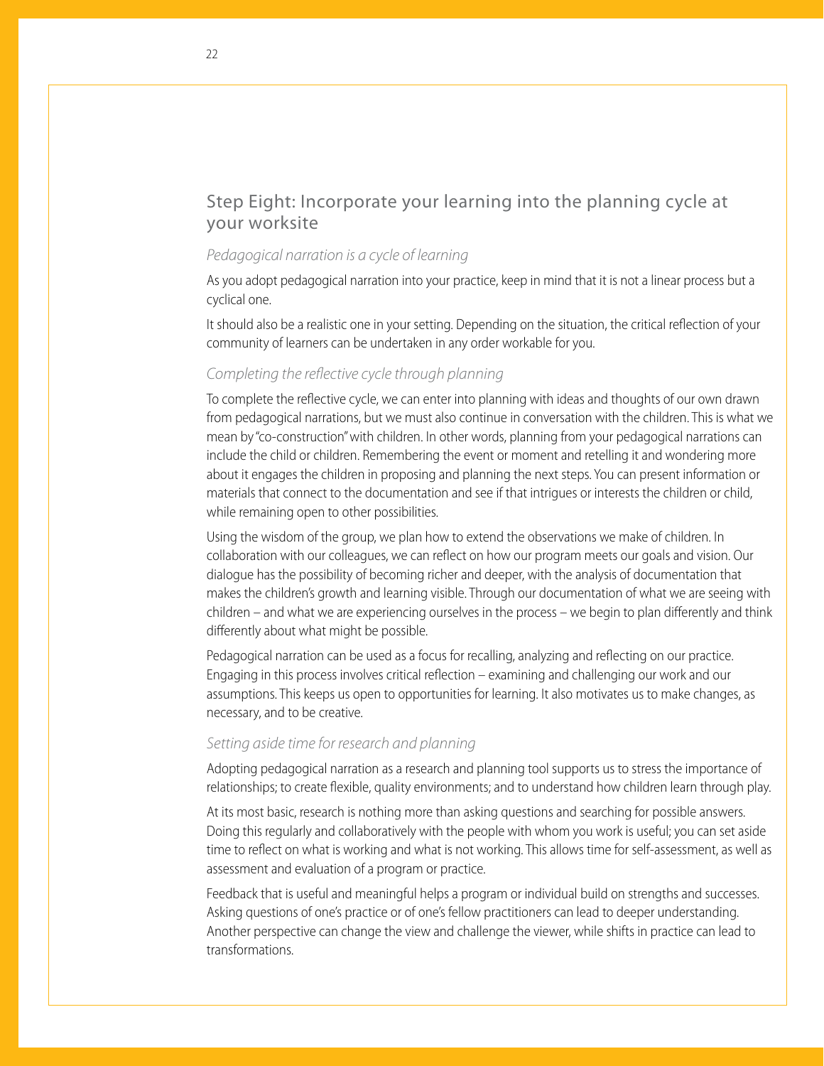## Step Eight: Incorporate your learning into the planning cycle at your worksite

### *Pedagogical narration is a cycle of learning*

As you adopt pedagogical narration into your practice, keep in mind that it is not a linear process but a cyclical one.

It should also be a realistic one in your setting. Depending on the situation, the critical reflection of your community of learners can be undertaken in any order workable for you.

### *Completing the reflective cycle through planning*

To complete the reflective cycle, we can enter into planning with ideas and thoughts of our own drawn from pedagogical narrations, but we must also continue in conversation with the children. This is what we mean by "co-construction" with children. In other words, planning from your pedagogical narrations can include the child or children. Remembering the event or moment and retelling it and wondering more about it engages the children in proposing and planning the next steps. You can present information or materials that connect to the documentation and see if that intrigues or interests the children or child, while remaining open to other possibilities.

Using the wisdom of the group, we plan how to extend the observations we make of children. In collaboration with our colleagues, we can reflect on how our program meets our goals and vision. Our dialogue has the possibility of becoming richer and deeper, with the analysis of documentation that makes the children's growth and learning visible. Through our documentation of what we are seeing with children – and what we are experiencing ourselves in the process – we begin to plan differently and think differently about what might be possible.

Pedagogical narration can be used as a focus for recalling, analyzing and reflecting on our practice. Engaging in this process involves critical reflection – examining and challenging our work and our assumptions. This keeps us open to opportunities for learning. It also motivates us to make changes, as necessary, and to be creative.

### *Setting aside time for research and planning*

Adopting pedagogical narration as a research and planning tool supports us to stress the importance of relationships; to create flexible, quality environments; and to understand how children learn through play.

At its most basic, research is nothing more than asking questions and searching for possible answers. Doing this regularly and collaboratively with the people with whom you work is useful; you can set aside time to reflect on what is working and what is not working. This allows time for self-assessment, as well as assessment and evaluation of a program or practice.

Feedback that is useful and meaningful helps a program or individual build on strengths and successes. Asking questions of one's practice or of one's fellow practitioners can lead to deeper understanding. Another perspective can change the view and challenge the viewer, while shifts in practice can lead to transformations.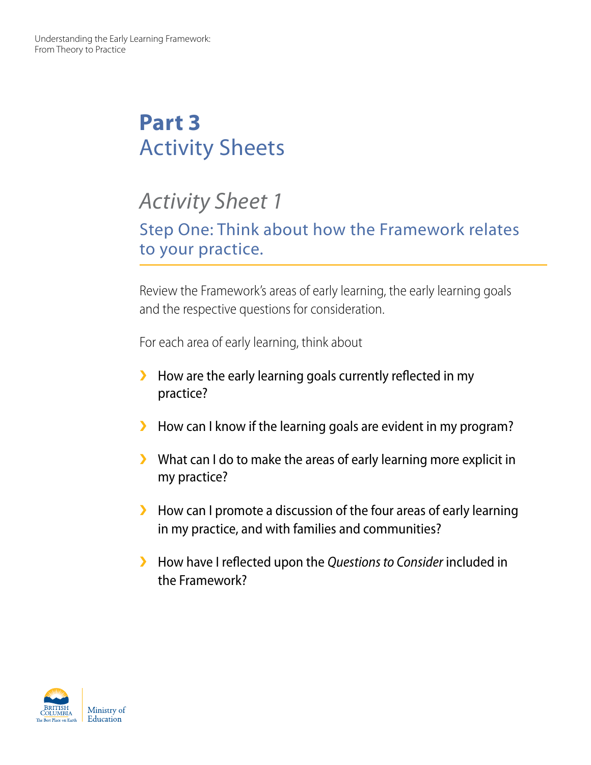# Part 3
# Activity Sheets

## *Activity Sheet 1*

### Step One: Think about how the Framework relates to your practice.

Review the Framework's areas of early learning, the early learning goals and the respective questions for consideration.

For each area of early learning, think about

- How are the early learning goals currently reflected in my practice?
- How can I know if the learning goals are evident in my program?
- What can I do to make the areas of early learning more explicit in my practice?
- How can I promote a discussion of the four areas of early learning in my practice, and with families and communities?
- How have I reflected upon the *Questions to Consider* included in the Framework?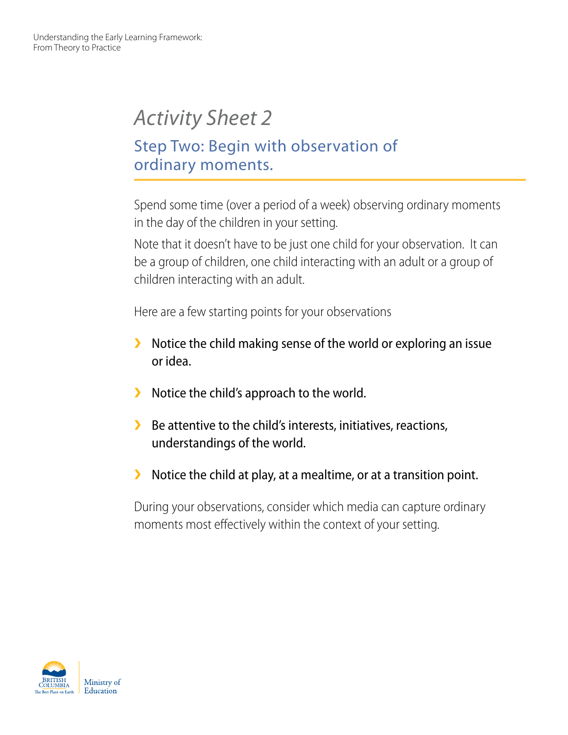# *Activity Sheet 2*

## Step Two: Begin with observation of ordinary moments.

Spend some time (over a period of a week) observing ordinary moments in the day of the children in your setting.

Note that it doesn't have to be just one child for your observation. It can be a group of children, one child interacting with an adult or a group of children interacting with an adult.

Here are a few starting points for your observations

- Notice the child making sense of the world or exploring an issue or idea.
- Notice the child's approach to the world.
- Be attentive to the child's interests, initiatives, reactions, understandings of the world.
- Notice the child at play, at a mealtime, or at a transition point.

During your observations, consider which media can capture ordinary moments most effectively within the context of your setting.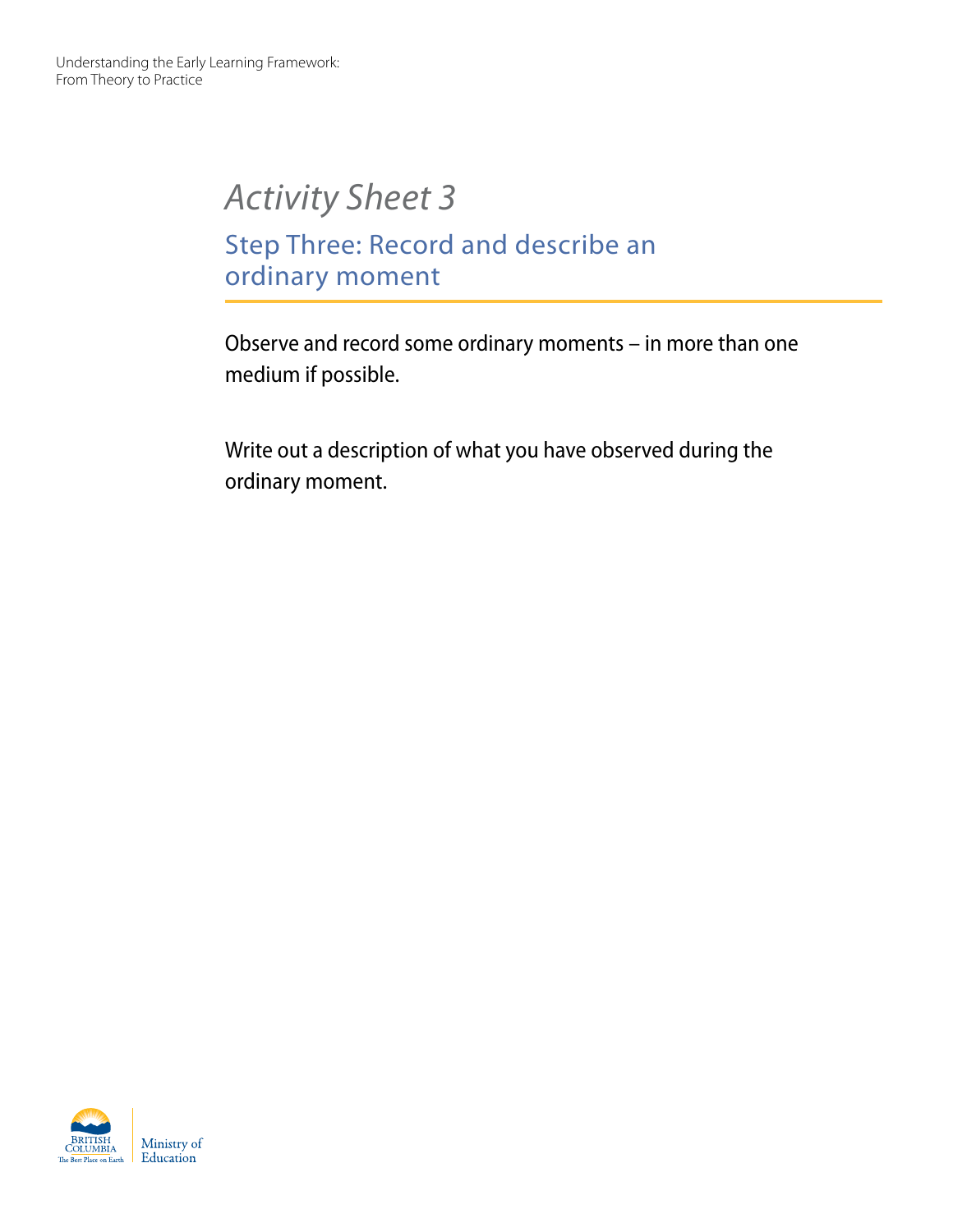# *Activity Sheet 3*

## Step Three: Record and describe an ordinary moment

Observe and record some ordinary moments – in more than one medium if possible.

Write out a description of what you have observed during the ordinary moment.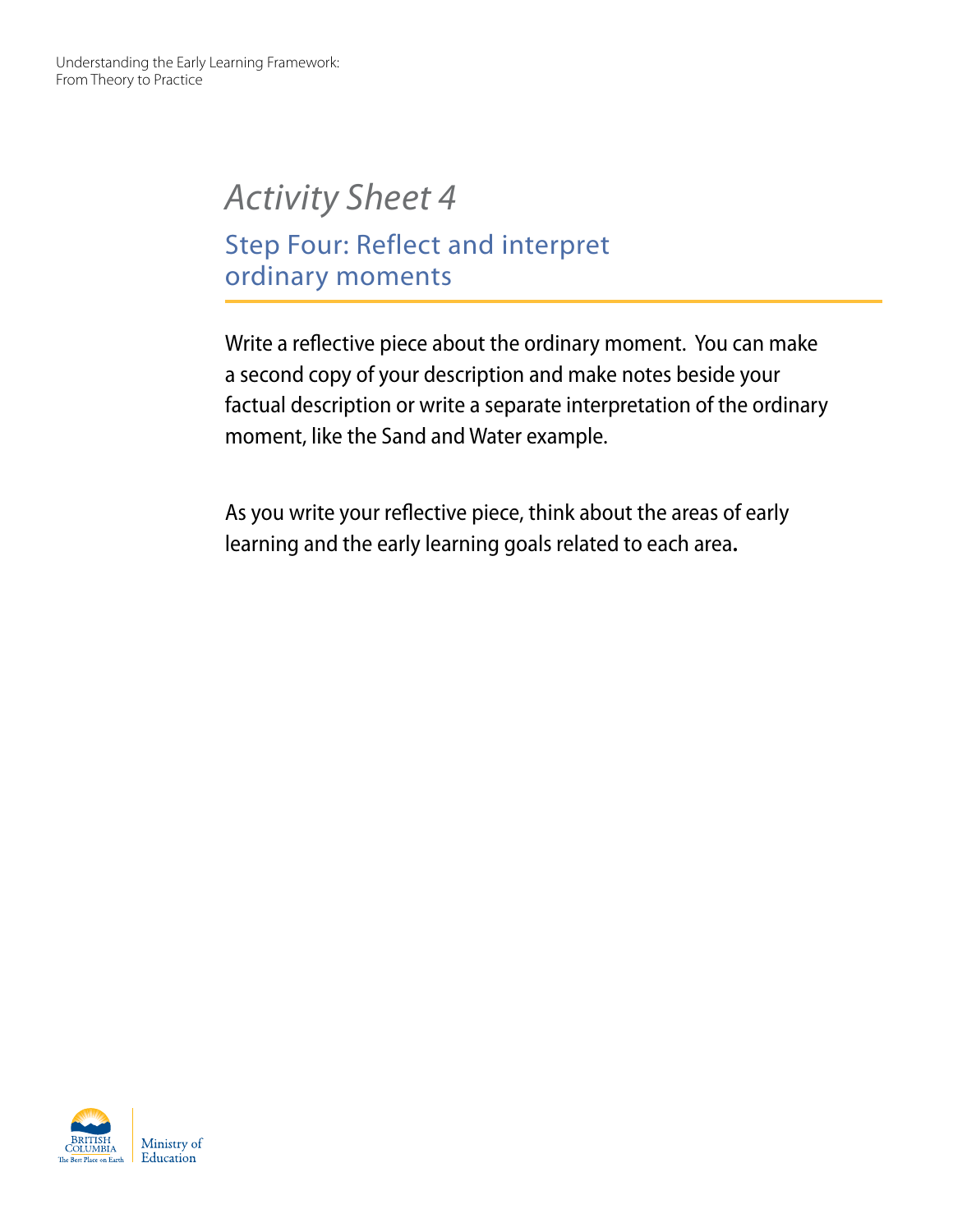# *Activity Sheet 4*

## Step Four: Reflect and interpret ordinary moments

Write a reflective piece about the ordinary moment. You can make a second copy of your description and make notes beside your factual description or write a separate interpretation of the ordinary moment, like the Sand and Water example.

As you write your reflective piece, think about the areas of early learning and the early learning goals related to each area**.**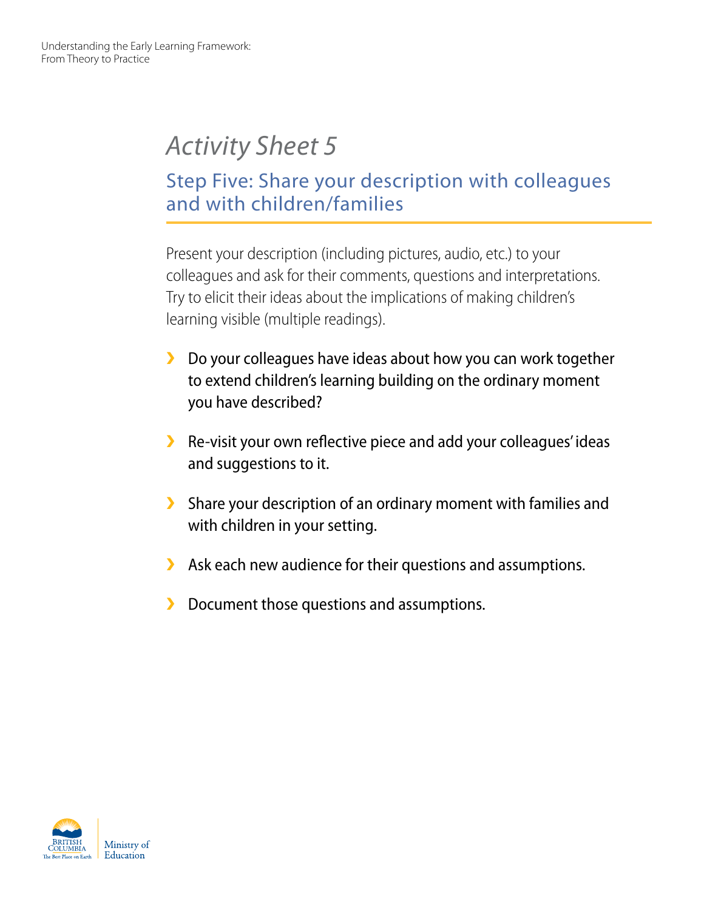# *Activity Sheet 5*

## Step Five: Share your description with colleagues and with children/families

Present your description (including pictures, audio, etc.) to your colleagues and ask for their comments, questions and interpretations. Try to elicit their ideas about the implications of making children's learning visible (multiple readings).

- Do your colleagues have ideas about how you can work together to extend children's learning building on the ordinary moment you have described?
- Re-visit your own reflective piece and add your colleagues' ideas and suggestions to it.
- Share your description of an ordinary moment with families and with children in your setting.
- Ask each new audience for their questions and assumptions.
- Document those questions and assumptions.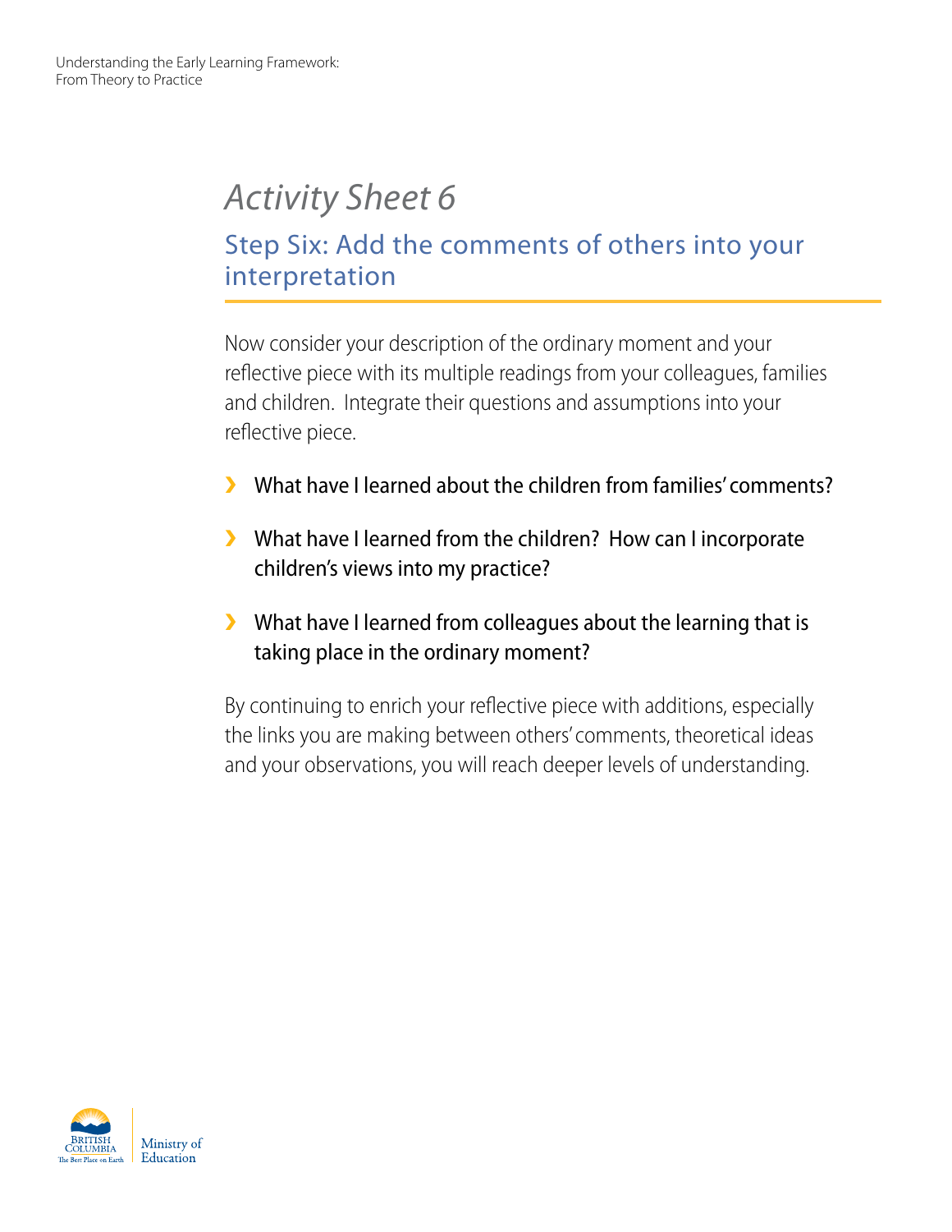# *Activity Sheet 6*

## Step Six: Add the comments of others into your interpretation

Now consider your description of the ordinary moment and your reflective piece with its multiple readings from your colleagues, families and children. Integrate their questions and assumptions into your reflective piece.

- What have I learned about the children from families' comments?
- What have I learned from the children? How can I incorporate children's views into my practice?
- What have I learned from colleagues about the learning that is taking place in the ordinary moment?

By continuing to enrich your reflective piece with additions, especially the links you are making between others' comments, theoretical ideas and your observations, you will reach deeper levels of understanding.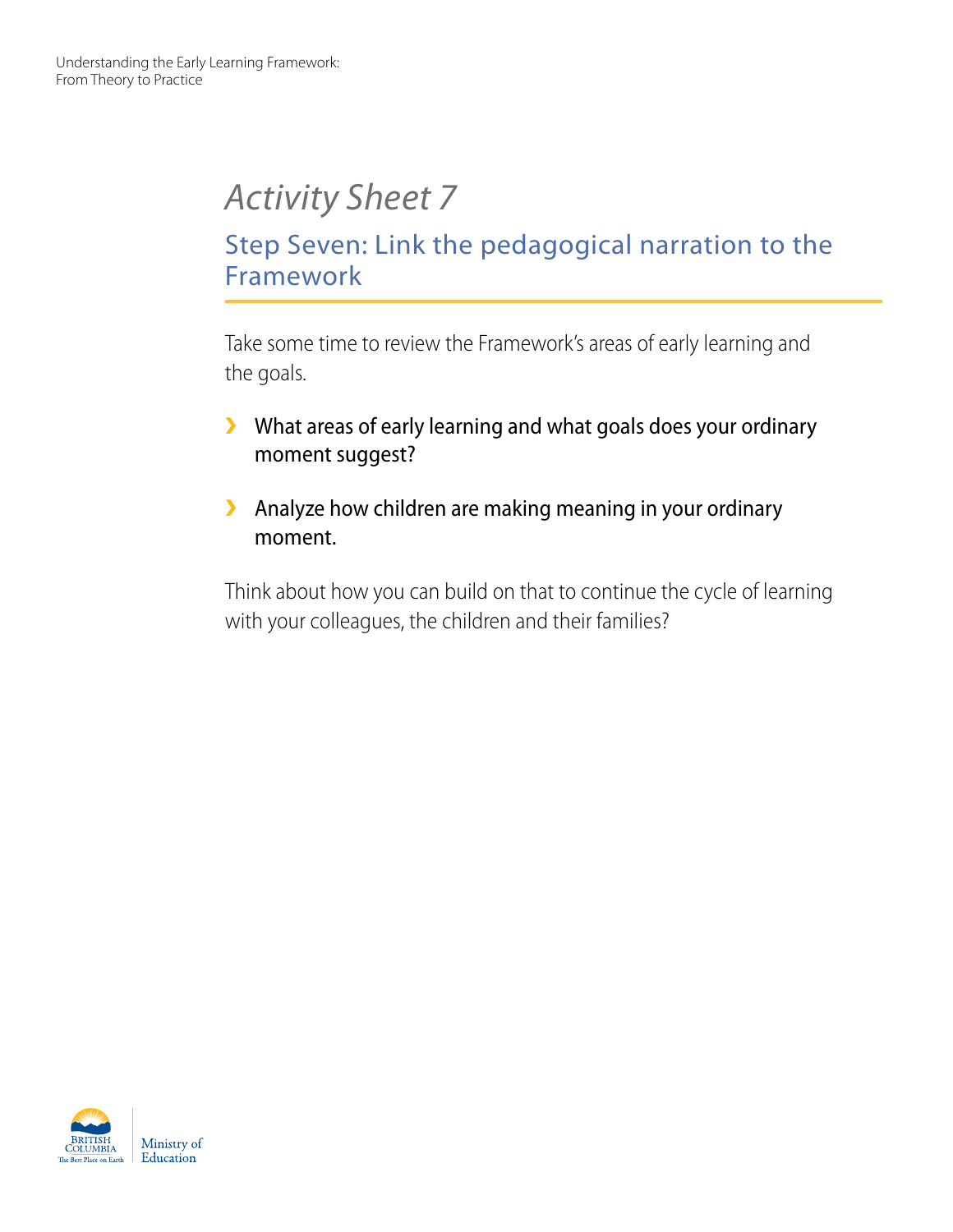# *Activity Sheet 7*

## Step Seven: Link the pedagogical narration to the Framework

Take some time to review the Framework's areas of early learning and the goals.

- What areas of early learning and what goals does your ordinary moment suggest?
- Analyze how children are making meaning in your ordinary moment.

Think about how you can build on that to continue the cycle of learning with your colleagues, the children and their families?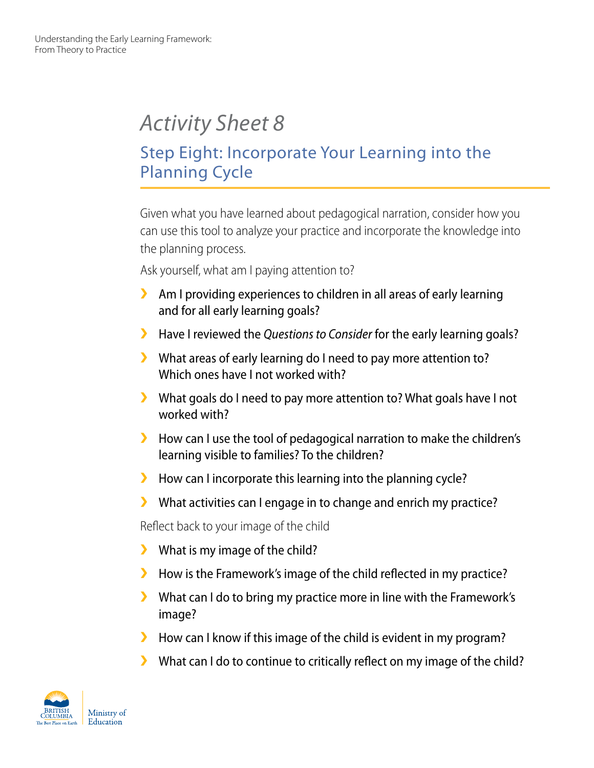# *Activity Sheet 8*

## Step Eight: Incorporate Your Learning into the Planning Cycle

Given what you have learned about pedagogical narration, consider how you can use this tool to analyze your practice and incorporate the knowledge into the planning process.

Ask yourself, what am I paying attention to?

- Am I providing experiences to children in all areas of early learning and for all early learning goals?
- Have I reviewed the *Questions to Consider* for the early learning goals?
- What areas of early learning do I need to pay more attention to? Which ones have I not worked with?
- What goals do I need to pay more attention to? What goals have I not worked with?
- How can I use the tool of pedagogical narration to make the children's learning visible to families? To the children?
- How can I incorporate this learning into the planning cycle?
- What activities can I engage in to change and enrich my practice?

Reflect back to your image of the child

- What is my image of the child?
- How is the Framework's image of the child reflected in my practice?
- What can I do to bring my practice more in line with the Framework's image?
- How can I know if this image of the child is evident in my program?
- What can I do to continue to critically reflect on my image of the child?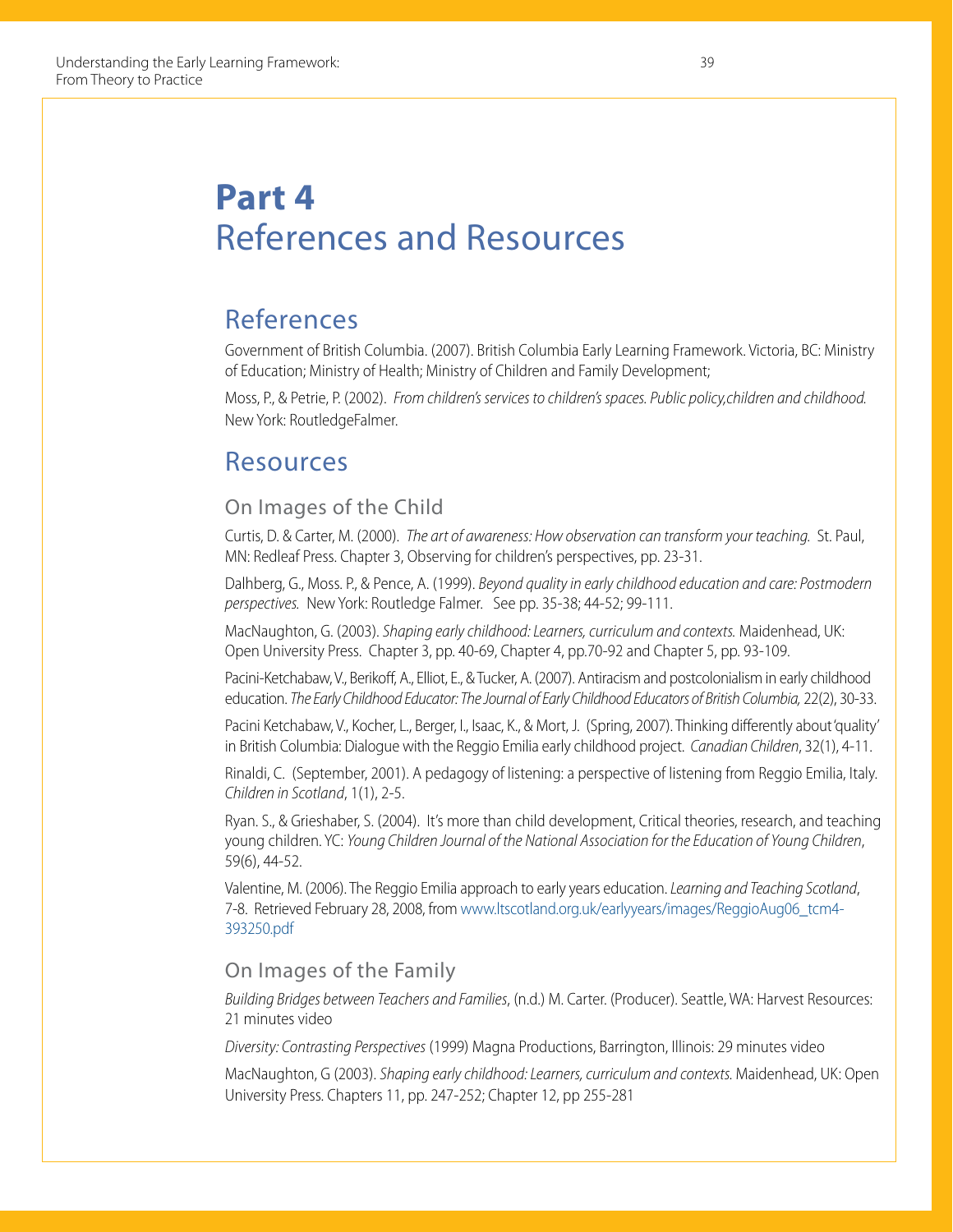# Part 4
# References and Resources

## References

Government of British Columbia. (2007). British Columbia Early Learning Framework. Victoria, BC: Ministry of Education; Ministry of Health; Ministry of Children and Family Development;

Moss, P., & Petrie, P. (2002). *From children's services to children's spaces. Public policy,children and childhood.* New York: RoutledgeFalmer.

## Resources

### On Images of the Child

Curtis, D. & Carter, M. (2000). *The art of awareness: How observation can transform your teaching.* St. Paul, MN: Redleaf Press. Chapter 3, Observing for children's perspectives, pp. 23-31.

Dalhberg, G., Moss. P., & Pence, A. (1999). *Beyond quality in early childhood education and care: Postmodern perspectives.* New York: Routledge Falmer. See pp. 35-38; 44-52; 99-111.

MacNaughton, G. (2003). *Shaping early childhood: Learners, curriculum and contexts.* Maidenhead, UK: Open University Press. Chapter 3, pp. 40-69, Chapter 4, pp.70-92 and Chapter 5, pp. 93-109.

Pacini-Ketchabaw, V., Berikoff, A., Elliot, E., & Tucker, A. (2007). Antiracism and postcolonialism in early childhood education. *The Early Childhood Educator: The Journal of Early Childhood Educators of British Columbia,* 22(2), 30-33.

Pacini Ketchabaw, V., Kocher, L., Berger, I., Isaac, K., & Mort, J. (Spring, 2007). Thinking differently about 'quality' in British Columbia: Dialogue with the Reggio Emilia early childhood project. *Canadian Children*, 32(1), 4-11.

Rinaldi, C. (September, 2001). A pedagogy of listening: a perspective of listening from Reggio Emilia, Italy. *Children in Scotland*, 1(1), 2-5.

Ryan. S., & Grieshaber, S. (2004). It's more than child development, Critical theories, research, and teaching young children. YC: *Young Children Journal of the National Association for the Education of Young Children*, 59(6), 44-52.

Valentine, M. (2006). The Reggio Emilia approach to early years education. *Learning and Teaching Scotland*, 7-8. Retrieved February 28, 2008, from www.ltscotland.org.uk/earlyyears/images/ReggioAug06_tcm4-393250.pdf

### On Images of the Family

*Building Bridges between Teachers and Families*, (n.d.) M. Carter. (Producer). Seattle, WA: Harvest Resources: 21 minutes video

*Diversity: Contrasting Perspectives* (1999) Magna Productions, Barrington, Illinois: 29 minutes video

MacNaughton, G (2003). *Shaping early childhood: Learners, curriculum and contexts.* Maidenhead, UK: Open University Press. Chapters 11, pp. 247-252; Chapter 12, pp 255-281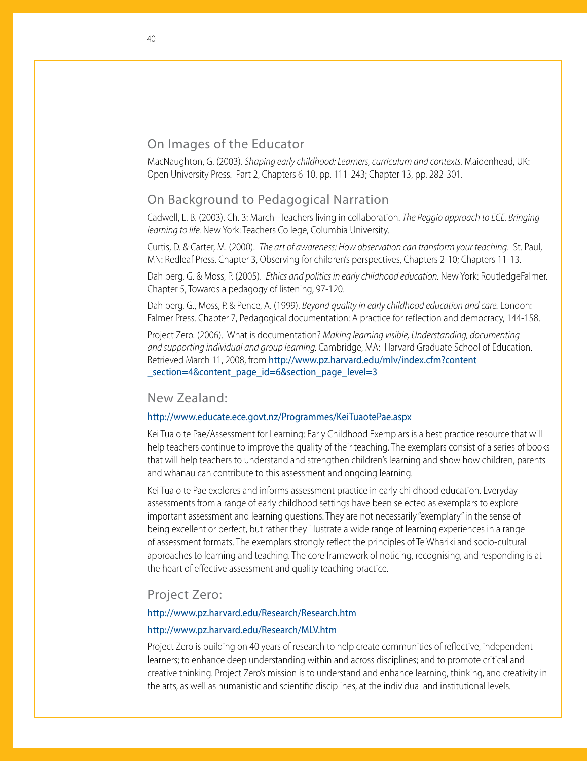## On Images of the Educator

MacNaughton, G. (2003). *Shaping early childhood: Learners, curriculum and contexts.* Maidenhead, UK: Open University Press. Part 2, Chapters 6-10, pp. 111-243; Chapter 13, pp. 282-301.

## On Background to Pedagogical Narration

Cadwell, L. B. (2003). Ch. 3: March--Teachers living in collaboration. *The Reggio approach to ECE. Bringing learning to life.* New York: Teachers College, Columbia University.

Curtis, D. & Carter, M. (2000). *The art of awareness: How observation can transform your teaching.* St. Paul, MN: Redleaf Press. Chapter 3, Observing for children's perspectives, Chapters 2-10; Chapters 11-13.

Dahlberg, G. & Moss, P. (2005). *Ethics and politics in early childhood education.* New York: RoutledgeFalmer. Chapter 5, Towards a pedagogy of listening, 97-120.

Dahlberg, G., Moss, P. & Pence, A. (1999). *Beyond quality in early childhood education and care.* London: Falmer Press. Chapter 7, Pedagogical documentation: A practice for reflection and democracy, 144-158.

Project Zero. (2006). What is documentation? *Making learning visible, Understanding, documenting and supporting individual and group learning.* Cambridge, MA: Harvard Graduate School of Education. Retrieved March 11, 2008, from http://www.pz.harvard.edu/mlv/index.cfm?content_section=4&content_page_id=6&section_page_level=3

## New Zealand:

http://www.educate.ece.govt.nz/Programmes/KeiTuaotePae.aspx

Kei Tua o te Pae/Assessment for Learning: Early Childhood Exemplars is a best practice resource that will help teachers continue to improve the quality of their teaching. The exemplars consist of a series of books that will help teachers to understand and strengthen children's learning and show how children, parents and whānau can contribute to this assessment and ongoing learning.

Kei Tua o te Pae explores and informs assessment practice in early childhood education. Everyday assessments from a range of early childhood settings have been selected as exemplars to explore important assessment and learning questions. They are not necessarily "exemplary" in the sense of being excellent or perfect, but rather they illustrate a wide range of learning experiences in a range of assessment formats. The exemplars strongly reflect the principles of Te Whāriki and socio-cultural approaches to learning and teaching. The core framework of noticing, recognising, and responding is at the heart of effective assessment and quality teaching practice.

## Project Zero:

http://www.pz.harvard.edu/Research/Research.htm

http://www.pz.harvard.edu/Research/MLV.htm

Project Zero is building on 40 years of research to help create communities of reflective, independent learners; to enhance deep understanding within and across disciplines; and to promote critical and creative thinking. Project Zero's mission is to understand and enhance learning, thinking, and creativity in the arts, as well as humanistic and scientific disciplines, at the individual and institutional levels.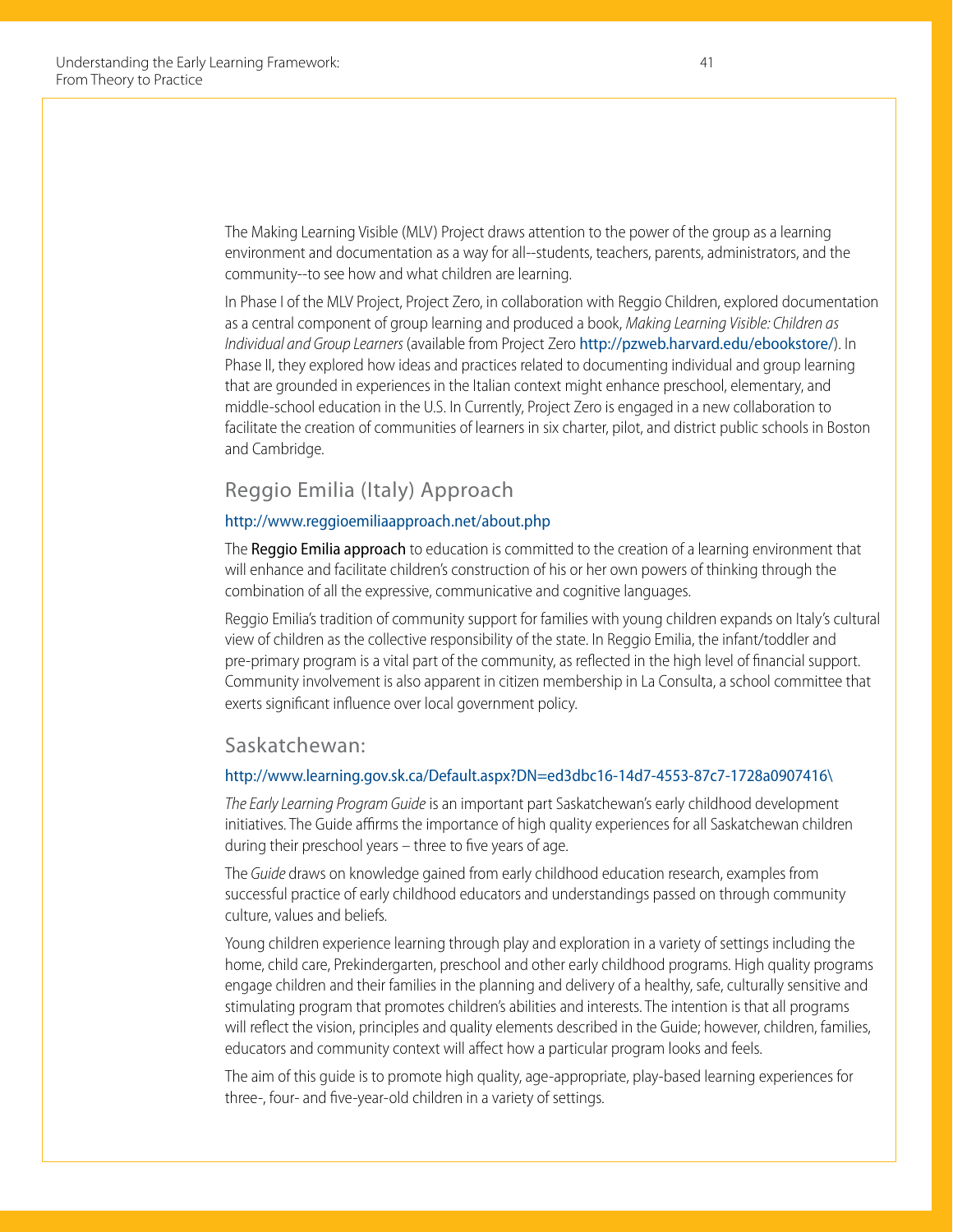The Making Learning Visible (MLV) Project draws attention to the power of the group as a learning environment and documentation as a way for all--students, teachers, parents, administrators, and the community--to see how and what children are learning.

In Phase I of the MLV Project, Project Zero, in collaboration with Reggio Children, explored documentation as a central component of group learning and produced a book, *Making Learning Visible: Children as Individual and Group Learners* (available from Project Zero http://pzweb.harvard.edu/ebookstore/). In Phase II, they explored how ideas and practices related to documenting individual and group learning that are grounded in experiences in the Italian context might enhance preschool, elementary, and middle-school education in the U.S. In Currently, Project Zero is engaged in a new collaboration to facilitate the creation of communities of learners in six charter, pilot, and district public schools in Boston and Cambridge.

## Reggio Emilia (Italy) Approach

http://www.reggioemiliaapproach.net/about.php

The **Reggio Emilia approach** to education is committed to the creation of a learning environment that will enhance and facilitate children's construction of his or her own powers of thinking through the combination of all the expressive, communicative and cognitive languages.

Reggio Emilia's tradition of community support for families with young children expands on Italy's cultural view of children as the collective responsibility of the state. In Reggio Emilia, the infant/toddler and pre-primary program is a vital part of the community, as reflected in the high level of financial support. Community involvement is also apparent in citizen membership in La Consulta, a school committee that exerts significant influence over local government policy.

## Saskatchewan:

http://www.learning.gov.sk.ca/Default.aspx?DN=ed3dbc16-14d7-4553-87c7-1728a0907416\

*The Early Learning Program Guide* is an important part Saskatchewan's early childhood development initiatives. The Guide affirms the importance of high quality experiences for all Saskatchewan children during their preschool years – three to five years of age.

The *Guide* draws on knowledge gained from early childhood education research, examples from successful practice of early childhood educators and understandings passed on through community culture, values and beliefs.

Young children experience learning through play and exploration in a variety of settings including the home, child care, Prekindergarten, preschool and other early childhood programs. High quality programs engage children and their families in the planning and delivery of a healthy, safe, culturally sensitive and stimulating program that promotes children's abilities and interests. The intention is that all programs will reflect the vision, principles and quality elements described in the Guide; however, children, families, educators and community context will affect how a particular program looks and feels.

The aim of this guide is to promote high quality, age-appropriate, play-based learning experiences for three-, four- and five-year-old children in a variety of settings.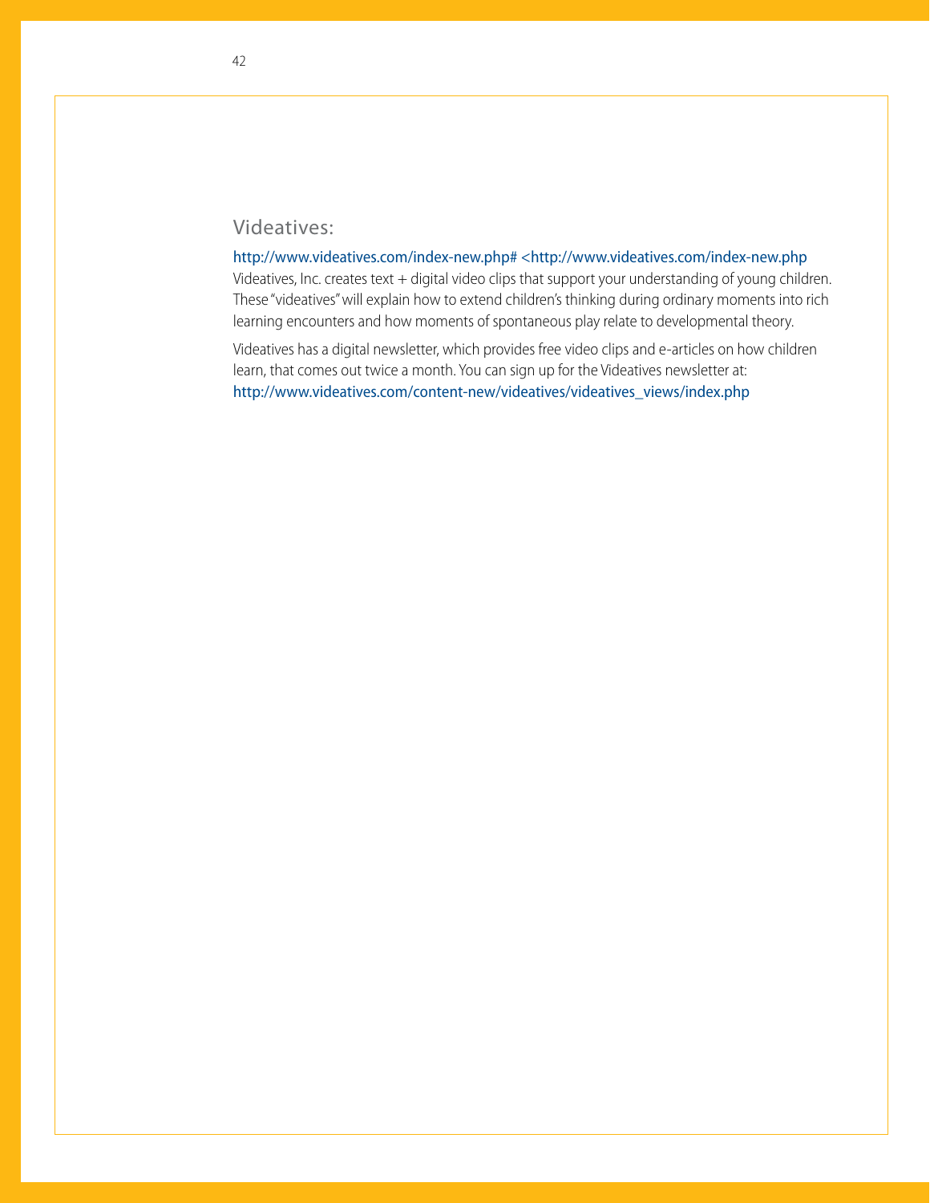## Videatives:

http://www.videatives.com/index-new.php# <http://www.videatives.com/index-new.php

Videatives, Inc. creates text + digital video clips that support your understanding of young children. These "videatives" will explain how to extend children's thinking during ordinary moments into rich learning encounters and how moments of spontaneous play relate to developmental theory.

Videatives has a digital newsletter, which provides free video clips and e-articles on how children learn, that comes out twice a month. You can sign up for the Videatives newsletter at: http://www.videatives.com/content-new/videatives/videatives_views/index.php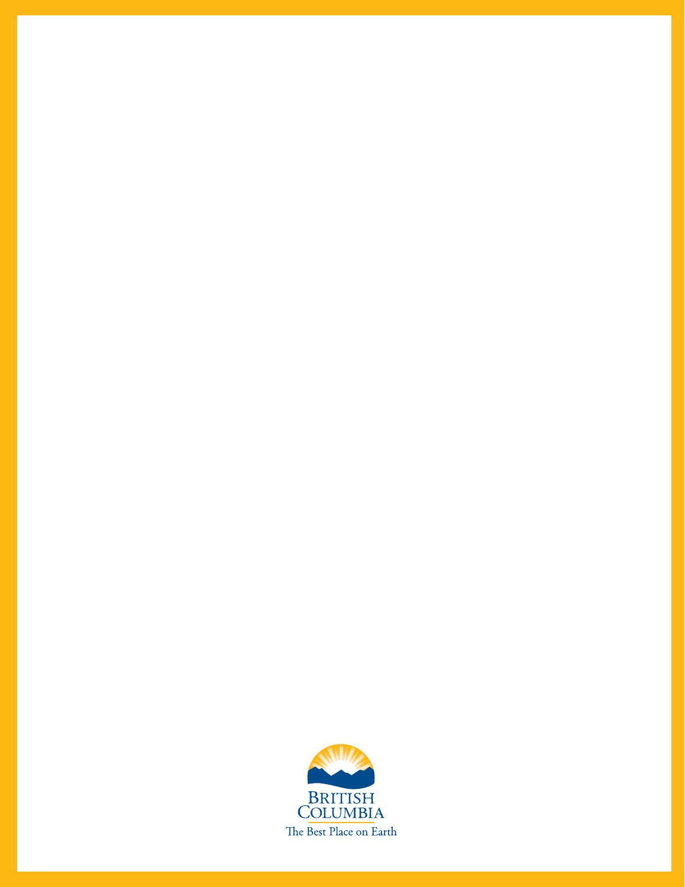British Columbia

The Best Place on Earth